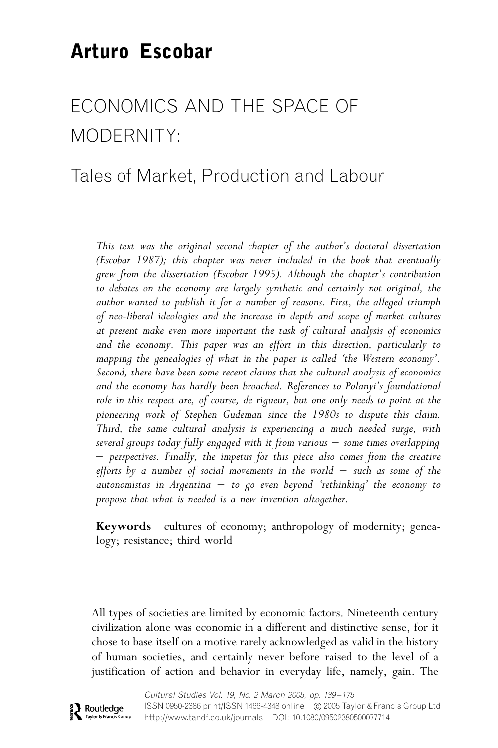# Arturo Escobar

## ECONOMICS AND THE SPACE OF MODERNITY:

### Tales of Market, Production and Labour

*This text was the original second chapter of the author's doctoral dissertation (Escobar 1987); this chapter was never included in the book that eventually grew from the dissertation (Escobar 1995). Although the chapter's contribution to debates on the economy are largely synthetic and certainly not original, the author wanted to publish it for a number of reasons. First, the alleged triumph of neo-liberal ideologies and the increase in depth and scope of market cultures at present make even more important the task of cultural analysis of economics and the economy. This paper was an effort in this direction, particularly to mapping the genealogies of what in the paper is called 'the Western economy'. Second, there have been some recent claims that the cultural analysis of economics and the economy has hardly been broached. References to Polanyi's foundational role in this respect are, of course, de rigueur, but one only needs to point at the pioneering work of Stephen Gudeman since the 1980s to dispute this claim. Third, the same cultural analysis is experiencing a much needed surge, with several groups today fully engaged with it from various – some times overlapping – perspectives. Finally, the impetus for this piece also comes from the creative efforts by a number of social movements in the world – such as some of the autonomistas in Argentina – to go even beyond 'rethinking' the economy to propose that what is needed is a new invention altogether.*

**Keywords** cultures of economy; anthropology of modernity; genealogy; resistance; third world

All types of societies are limited by economic factors. Nineteenth century civilization alone was economic in a different and distinctive sense, for it chose to base itself on a motive rarely acknowledged as valid in the history of human societies, and certainly never before raised to the level of a justification of action and behavior in everyday life, namely, gain. The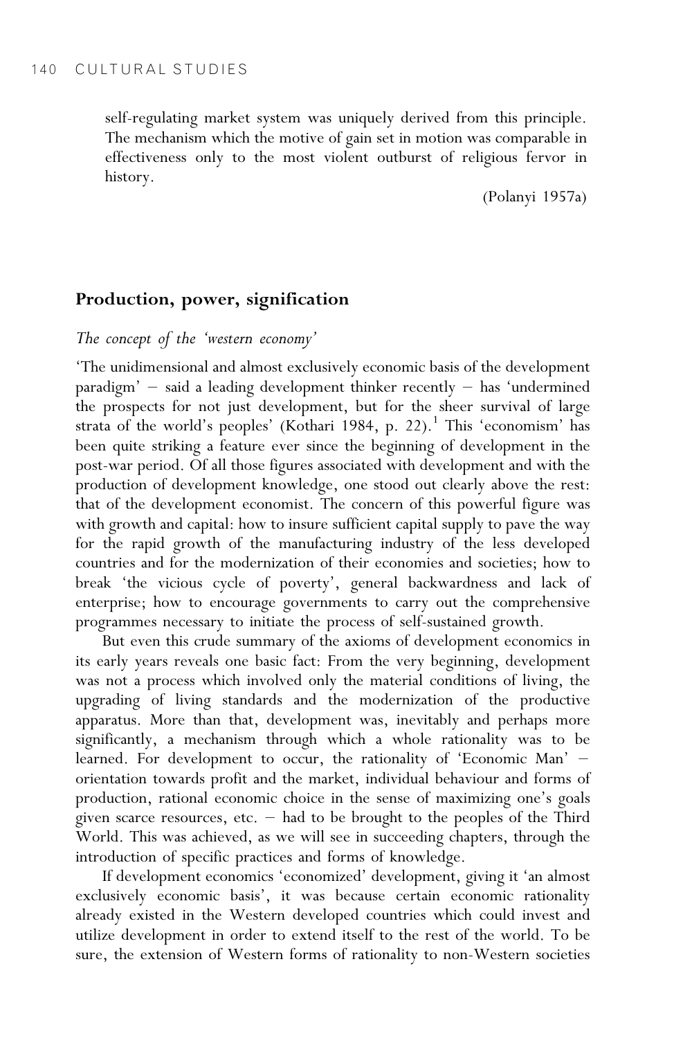self-regulating market system was uniquely derived from this principle. The mechanism which the motive of gain set in motion was comparable in effectiveness only to the most violent outburst of religious fervor in history.

(Polanyi 1957a)

## Production, power, signification

### *The concept of the 'western economy'*

'The unidimensional and almost exclusively economic basis of the development paradigm' – said a leading development thinker recently – has 'undermined the prospects for not just development, but for the sheer survival of large strata of the world's peoples' (Kothari 1984, p. 22).[1] This 'economism' has been quite striking a feature ever since the beginning of development in the post-war period. Of all those figures associated with development and with the production of development knowledge, one stood out clearly above the rest: that of the development economist. The concern of this powerful figure was with growth and capital: how to insure sufficient capital supply to pave the way for the rapid growth of the manufacturing industry of the less developed countries and for the modernization of their economies and societies; how to break 'the vicious cycle of poverty', general backwardness and lack of enterprise; how to encourage governments to carry out the comprehensive programmes necessary to initiate the process of self-sustained growth.

But even this crude summary of the axioms of development economics in its early years reveals one basic fact: From the very beginning, development was not a process which involved only the material conditions of living, the upgrading of living standards and the modernization of the productive apparatus. More than that, development was, inevitably and perhaps more significantly, a mechanism through which a whole rationality was to be learned. For development to occur, the rationality of 'Economic Man' – orientation towards profit and the market, individual behaviour and forms of production, rational economic choice in the sense of maximizing one's goals given scarce resources, etc. – had to be brought to the peoples of the Third World. This was achieved, as we will see in succeeding chapters, through the introduction of specific practices and forms of knowledge.

If development economics 'economized' development, giving it 'an almost exclusively economic basis', it was because certain economic rationality already existed in the Western developed countries which could invest and utilize development in order to extend itself to the rest of the world. To be sure, the extension of Western forms of rationality to non-Western societies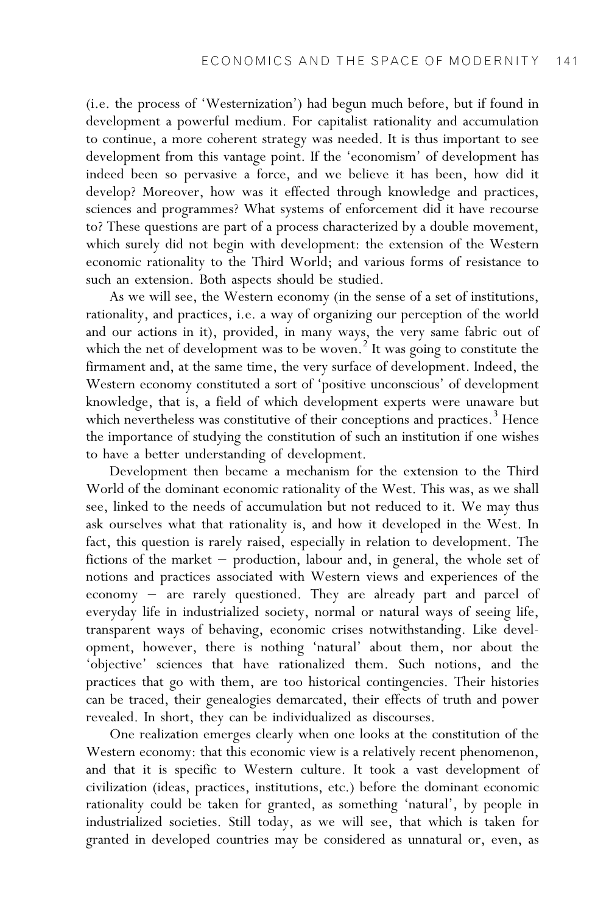(i.e. the process of 'Westernization') had begun much before, but if found in development a powerful medium. For capitalist rationality and accumulation to continue, a more coherent strategy was needed. It is thus important to see development from this vantage point. If the 'economism' of development has indeed been so pervasive a force, and we believe it has been, how did it develop? Moreover, how was it effected through knowledge and practices, sciences and programmes? What systems of enforcement did it have recourse to? These questions are part of a process characterized by a double movement, which surely did not begin with development: the extension of the Western economic rationality to the Third World; and various forms of resistance to such an extension. Both aspects should be studied.

As we will see, the Western economy (in the sense of a set of institutions, rationality, and practices, i.e. a way of organizing our perception of the world and our actions in it), provided, in many ways, the very same fabric out of which the net of development was to be woven.[2] It was going to constitute the firmament and, at the same time, the very surface of development. Indeed, the Western economy constituted a sort of 'positive unconscious' of development knowledge, that is, a field of which development experts were unaware but which nevertheless was constitutive of their conceptions and practices.[3] Hence the importance of studying the constitution of such an institution if one wishes to have a better understanding of development.

Development then became a mechanism for the extension to the Third World of the dominant economic rationality of the West. This was, as we shall see, linked to the needs of accumulation but not reduced to it. We may thus ask ourselves what that rationality is, and how it developed in the West. In fact, this question is rarely raised, especially in relation to development. The fictions of the market – production, labour and, in general, the whole set of notions and practices associated with Western views and experiences of the economy – are rarely questioned. They are already part and parcel of everyday life in industrialized society, normal or natural ways of seeing life, transparent ways of behaving, economic crises notwithstanding. Like development, however, there is nothing 'natural' about them, nor about the 'objective' sciences that have rationalized them. Such notions, and the practices that go with them, are too historical contingencies. Their histories can be traced, their genealogies demarcated, their effects of truth and power revealed. In short, they can be individualized as discourses.

One realization emerges clearly when one looks at the constitution of the Western economy: that this economic view is a relatively recent phenomenon, and that it is specific to Western culture. It took a vast development of civilization (ideas, practices, institutions, etc.) before the dominant economic rationality could be taken for granted, as something 'natural', by people in industrialized societies. Still today, as we will see, that which is taken for granted in developed countries may be considered as unnatural or, even, as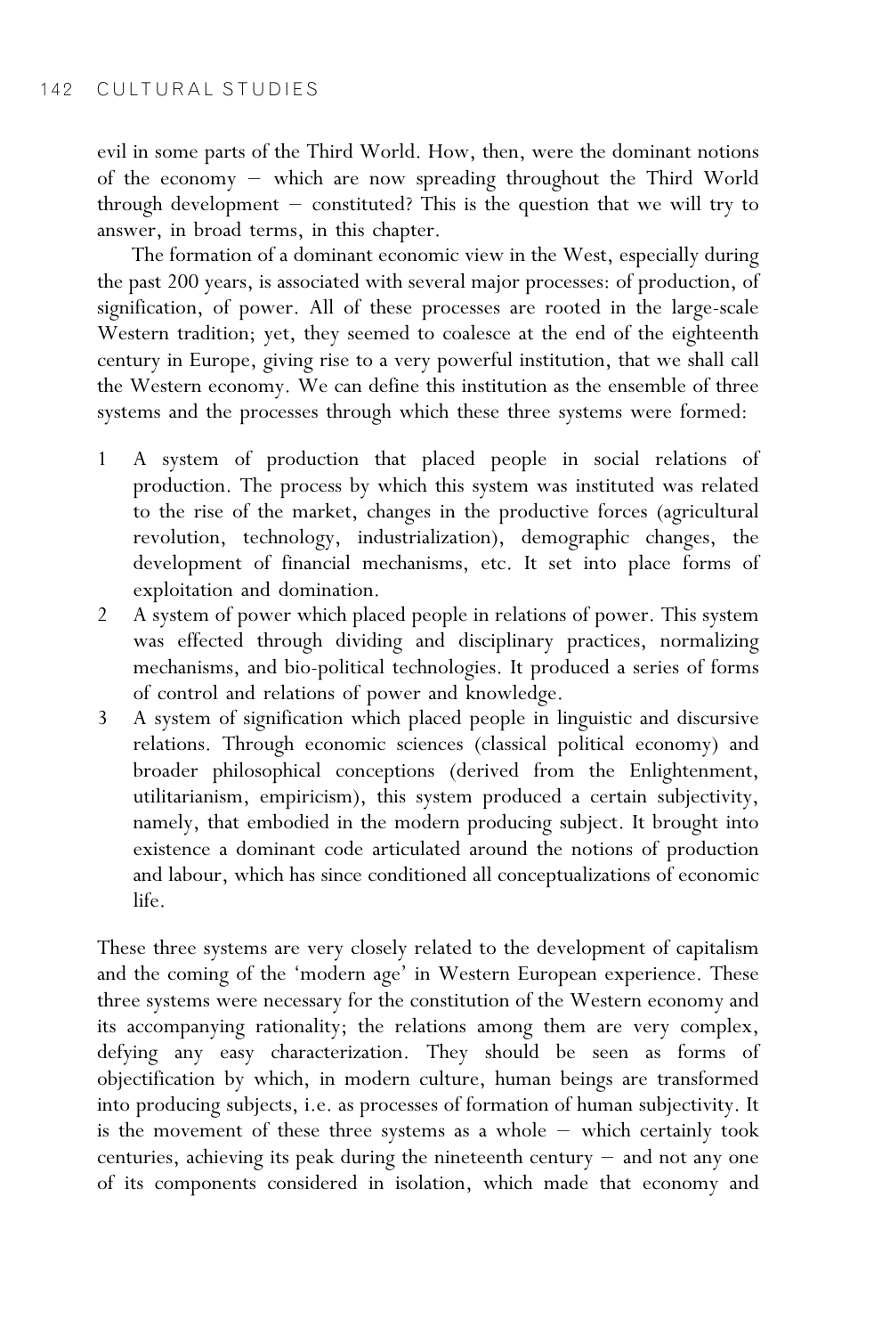evil in some parts of the Third World. How, then, were the dominant notions of the economy – which are now spreading throughout the Third World through development – constituted? This is the question that we will try to answer, in broad terms, in this chapter.

The formation of a dominant economic view in the West, especially during the past 200 years, is associated with several major processes: of production, of signification, of power. All of these processes are rooted in the large-scale Western tradition; yet, they seemed to coalesce at the end of the eighteenth century in Europe, giving rise to a very powerful institution, that we shall call the Western economy. We can define this institution as the ensemble of three systems and the processes through which these three systems were formed:

1. A system of production that placed people in social relations of production. The process by which this system was instituted was related to the rise of the market, changes in the productive forces (agricultural revolution, technology, industrialization), demographic changes, the development of financial mechanisms, etc. It set into place forms of exploitation and domination.
2. A system of power which placed people in relations of power. This system was effected through dividing and disciplinary practices, normalizing mechanisms, and bio-political technologies. It produced a series of forms of control and relations of power and knowledge.
3. A system of signification which placed people in linguistic and discursive relations. Through economic sciences (classical political economy) and broader philosophical conceptions (derived from the Enlightenment, utilitarianism, empiricism), this system produced a certain subjectivity, namely, that embodied in the modern producing subject. It brought into existence a dominant code articulated around the notions of production and labour, which has since conditioned all conceptualizations of economic life.

These three systems are very closely related to the development of capitalism and the coming of the 'modern age' in Western European experience. These three systems were necessary for the constitution of the Western economy and its accompanying rationality; the relations among them are very complex, defying any easy characterization. They should be seen as forms of objectification by which, in modern culture, human beings are transformed into producing subjects, i.e. as processes of formation of human subjectivity. It is the movement of these three systems as a whole – which certainly took centuries, achieving its peak during the nineteenth century – and not any one of its components considered in isolation, which made that economy and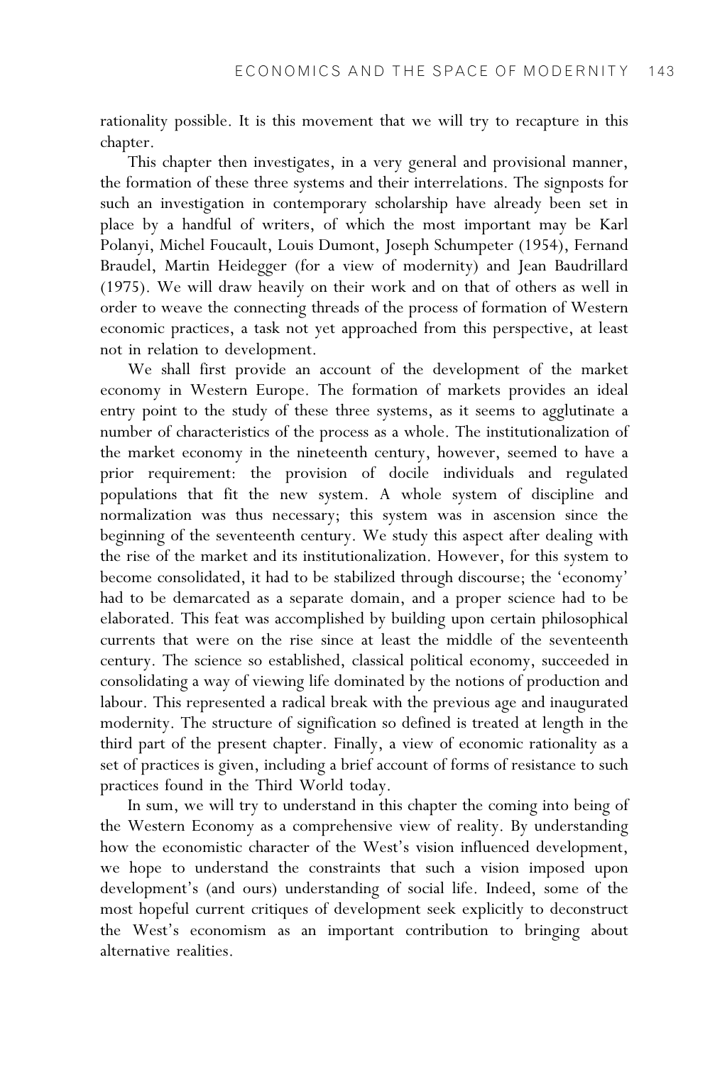rationality possible. It is this movement that we will try to recapture in this chapter.

This chapter then investigates, in a very general and provisional manner, the formation of these three systems and their interrelations. The signposts for such an investigation in contemporary scholarship have already been set in place by a handful of writers, of which the most important may be Karl Polanyi, Michel Foucault, Louis Dumont, Joseph Schumpeter (1954), Fernand Braudel, Martin Heidegger (for a view of modernity) and Jean Baudrillard (1975). We will draw heavily on their work and on that of others as well in order to weave the connecting threads of the process of formation of Western economic practices, a task not yet approached from this perspective, at least not in relation to development.

We shall first provide an account of the development of the market economy in Western Europe. The formation of markets provides an ideal entry point to the study of these three systems, as it seems to agglutinate a number of characteristics of the process as a whole. The institutionalization of the market economy in the nineteenth century, however, seemed to have a prior requirement: the provision of docile individuals and regulated populations that fit the new system. A whole system of discipline and normalization was thus necessary; this system was in ascension since the beginning of the seventeenth century. We study this aspect after dealing with the rise of the market and its institutionalization. However, for this system to become consolidated, it had to be stabilized through discourse; the 'economy' had to be demarcated as a separate domain, and a proper science had to be elaborated. This feat was accomplished by building upon certain philosophical currents that were on the rise since at least the middle of the seventeenth century. The science so established, classical political economy, succeeded in consolidating a way of viewing life dominated by the notions of production and labour. This represented a radical break with the previous age and inaugurated modernity. The structure of signification so defined is treated at length in the third part of the present chapter. Finally, a view of economic rationality as a set of practices is given, including a brief account of forms of resistance to such practices found in the Third World today.

In sum, we will try to understand in this chapter the coming into being of the Western Economy as a comprehensive view of reality. By understanding how the economistic character of the West's vision influenced development, we hope to understand the constraints that such a vision imposed upon development's (and ours) understanding of social life. Indeed, some of the most hopeful current critiques of development seek explicitly to deconstruct the West's economism as an important contribution to bringing about alternative realities.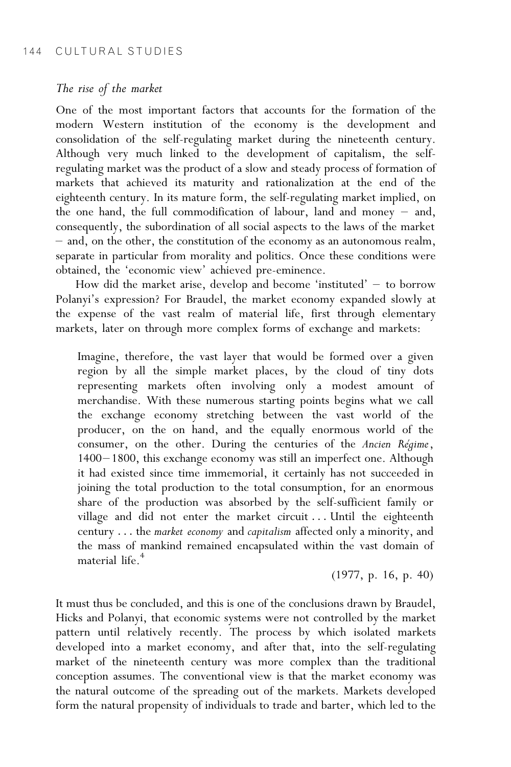*The rise of the market*

One of the most important factors that accounts for the formation of the modern Western institution of the economy is the development and consolidation of the self-regulating market during the nineteenth century. Although very much linked to the development of capitalism, the self-regulating market was the product of a slow and steady process of formation of markets that achieved its maturity and rationalization at the end of the eighteenth century. In its mature form, the self-regulating market implied, on the one hand, the full commodification of labour, land and money – and, consequently, the subordination of all social aspects to the laws of the market – and, on the other, the constitution of the economy as an autonomous realm, separate in particular from morality and politics. Once these conditions were obtained, the 'economic view' achieved pre-eminence.

How did the market arise, develop and become 'instituted' – to borrow Polanyi's expression? For Braudel, the market economy expanded slowly at the expense of the vast realm of material life, first through elementary markets, later on through more complex forms of exchange and markets:

> Imagine, therefore, the vast layer that would be formed over a given region by all the simple market places, by the cloud of tiny dots representing markets often involving only a modest amount of merchandise. With these numerous starting points begins what we call the exchange economy stretching between the vast world of the producer, on the on hand, and the equally enormous world of the consumer, on the other. During the centuries of the *Ancien Régime*, 1400–1800, this exchange economy was still an imperfect one. Although it had existed since time immemorial, it certainly has not succeeded in joining the total production to the total consumption, for an enormous share of the production was absorbed by the self-sufficient family or village and did not enter the market circuit . . . Until the eighteenth century . . . the *market economy* and *capitalism* affected only a minority, and the mass of mankind remained encapsulated within the vast domain of material life.[4]
>
> (1977, p. 16, p. 40)

It must thus be concluded, and this is one of the conclusions drawn by Braudel, Hicks and Polanyi, that economic systems were not controlled by the market pattern until relatively recently. The process by which isolated markets developed into a market economy, and after that, into the self-regulating market of the nineteenth century was more complex than the traditional conception assumes. The conventional view is that the market economy was the natural outcome of the spreading out of the markets. Markets developed form the natural propensity of individuals to trade and barter, which led to the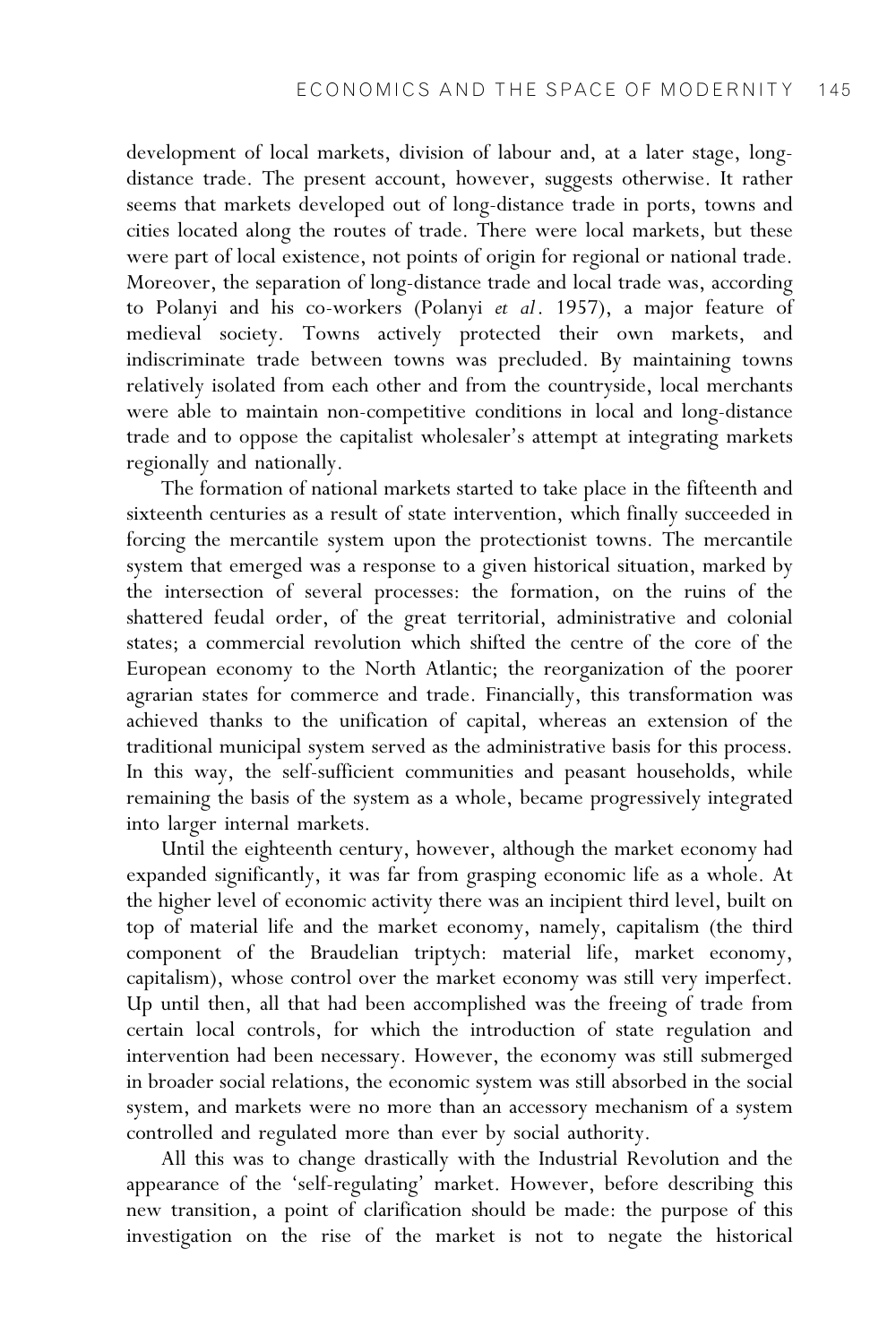development of local markets, division of labour and, at a later stage, long-distance trade. The present account, however, suggests otherwise. It rather seems that markets developed out of long-distance trade in ports, towns and cities located along the routes of trade. There were local markets, but these were part of local existence, not points of origin for regional or national trade. Moreover, the separation of long-distance trade and local trade was, according to Polanyi and his co-workers (Polanyi *et al*. 1957), a major feature of medieval society. Towns actively protected their own markets, and indiscriminate trade between towns was precluded. By maintaining towns relatively isolated from each other and from the countryside, local merchants were able to maintain non-competitive conditions in local and long-distance trade and to oppose the capitalist wholesaler's attempt at integrating markets regionally and nationally.

The formation of national markets started to take place in the fifteenth and sixteenth centuries as a result of state intervention, which finally succeeded in forcing the mercantile system upon the protectionist towns. The mercantile system that emerged was a response to a given historical situation, marked by the intersection of several processes: the formation, on the ruins of the shattered feudal order, of the great territorial, administrative and colonial states; a commercial revolution which shifted the centre of the core of the European economy to the North Atlantic; the reorganization of the poorer agrarian states for commerce and trade. Financially, this transformation was achieved thanks to the unification of capital, whereas an extension of the traditional municipal system served as the administrative basis for this process. In this way, the self-sufficient communities and peasant households, while remaining the basis of the system as a whole, became progressively integrated into larger internal markets.

Until the eighteenth century, however, although the market economy had expanded significantly, it was far from grasping economic life as a whole. At the higher level of economic activity there was an incipient third level, built on top of material life and the market economy, namely, capitalism (the third component of the Braudelian triptych: material life, market economy, capitalism), whose control over the market economy was still very imperfect. Up until then, all that had been accomplished was the freeing of trade from certain local controls, for which the introduction of state regulation and intervention had been necessary. However, the economy was still submerged in broader social relations, the economic system was still absorbed in the social system, and markets were no more than an accessory mechanism of a system controlled and regulated more than ever by social authority.

All this was to change drastically with the Industrial Revolution and the appearance of the 'self-regulating' market. However, before describing this new transition, a point of clarification should be made: the purpose of this investigation on the rise of the market is not to negate the historical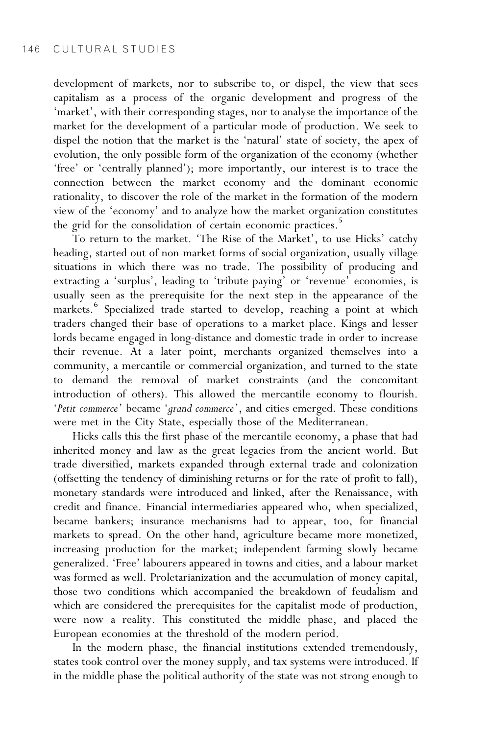development of markets, nor to subscribe to, or dispel, the view that sees capitalism as a process of the organic development and progress of the 'market', with their corresponding stages, nor to analyse the importance of the market for the development of a particular mode of production. We seek to dispel the notion that the market is the 'natural' state of society, the apex of evolution, the only possible form of the organization of the economy (whether 'free' or 'centrally planned'); more importantly, our interest is to trace the connection between the market economy and the dominant economic rationality, to discover the role of the market in the formation of the modern view of the 'economy' and to analyze how the market organization constitutes the grid for the consolidation of certain economic practices.[5]

To return to the market. 'The Rise of the Market', to use Hicks' catchy heading, started out of non-market forms of social organization, usually village situations in which there was no trade. The possibility of producing and extracting a 'surplus', leading to 'tribute-paying' or 'revenue' economies, is usually seen as the prerequisite for the next step in the appearance of the markets.[6] Specialized trade started to develop, reaching a point at which traders changed their base of operations to a market place. Kings and lesser lords became engaged in long-distance and domestic trade in order to increase their revenue. At a later point, merchants organized themselves into a community, a mercantile or commercial organization, and turned to the state to demand the removal of market constraints (and the concomitant introduction of others). This allowed the mercantile economy to flourish. '*Petit commerce*' became '*grand commerce*', and cities emerged. These conditions were met in the City State, especially those of the Mediterranean.

Hicks calls this the first phase of the mercantile economy, a phase that had inherited money and law as the great legacies from the ancient world. But trade diversified, markets expanded through external trade and colonization (offsetting the tendency of diminishing returns or for the rate of profit to fall), monetary standards were introduced and linked, after the Renaissance, with credit and finance. Financial intermediaries appeared who, when specialized, became bankers; insurance mechanisms had to appear, too, for financial markets to spread. On the other hand, agriculture became more monetized, increasing production for the market; independent farming slowly became generalized. 'Free' labourers appeared in towns and cities, and a labour market was formed as well. Proletarianization and the accumulation of money capital, those two conditions which accompanied the breakdown of feudalism and which are considered the prerequisites for the capitalist mode of production, were now a reality. This constituted the middle phase, and placed the European economies at the threshold of the modern period.

In the modern phase, the financial institutions extended tremendously, states took control over the money supply, and tax systems were introduced. If in the middle phase the political authority of the state was not strong enough to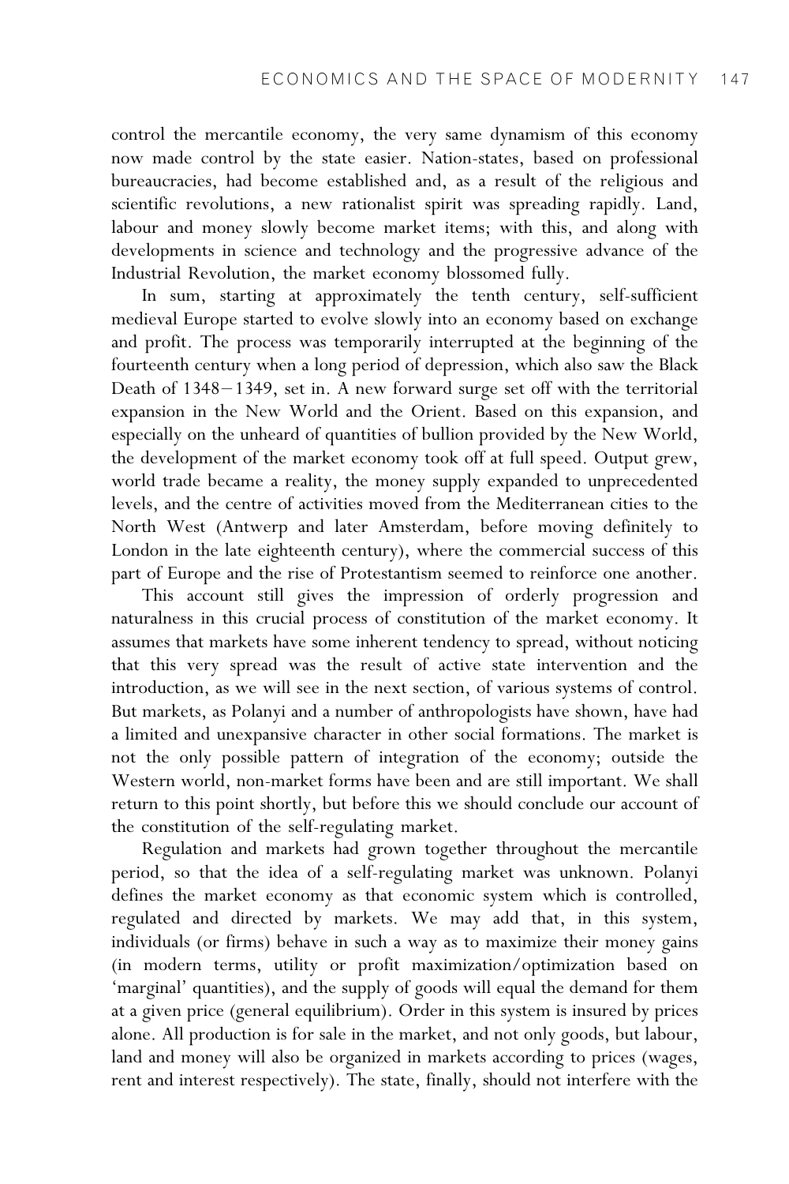control the mercantile economy, the very same dynamism of this economy now made control by the state easier. Nation-states, based on professional bureaucracies, had become established and, as a result of the religious and scientific revolutions, a new rationalist spirit was spreading rapidly. Land, labour and money slowly become market items; with this, and along with developments in science and technology and the progressive advance of the Industrial Revolution, the market economy blossomed fully.

In sum, starting at approximately the tenth century, self-sufficient medieval Europe started to evolve slowly into an economy based on exchange and profit. The process was temporarily interrupted at the beginning of the fourteenth century when a long period of depression, which also saw the Black Death of 1348–1349, set in. A new forward surge set off with the territorial expansion in the New World and the Orient. Based on this expansion, and especially on the unheard of quantities of bullion provided by the New World, the development of the market economy took off at full speed. Output grew, world trade became a reality, the money supply expanded to unprecedented levels, and the centre of activities moved from the Mediterranean cities to the North West (Antwerp and later Amsterdam, before moving definitely to London in the late eighteenth century), where the commercial success of this part of Europe and the rise of Protestantism seemed to reinforce one another.

This account still gives the impression of orderly progression and naturalness in this crucial process of constitution of the market economy. It assumes that markets have some inherent tendency to spread, without noticing that this very spread was the result of active state intervention and the introduction, as we will see in the next section, of various systems of control. But markets, as Polanyi and a number of anthropologists have shown, have had a limited and unexpansive character in other social formations. The market is not the only possible pattern of integration of the economy; outside the Western world, non-market forms have been and are still important. We shall return to this point shortly, but before this we should conclude our account of the constitution of the self-regulating market.

Regulation and markets had grown together throughout the mercantile period, so that the idea of a self-regulating market was unknown. Polanyi defines the market economy as that economic system which is controlled, regulated and directed by markets. We may add that, in this system, individuals (or firms) behave in such a way as to maximize their money gains (in modern terms, utility or profit maximization/optimization based on 'marginal' quantities), and the supply of goods will equal the demand for them at a given price (general equilibrium). Order in this system is insured by prices alone. All production is for sale in the market, and not only goods, but labour, land and money will also be organized in markets according to prices (wages, rent and interest respectively). The state, finally, should not interfere with the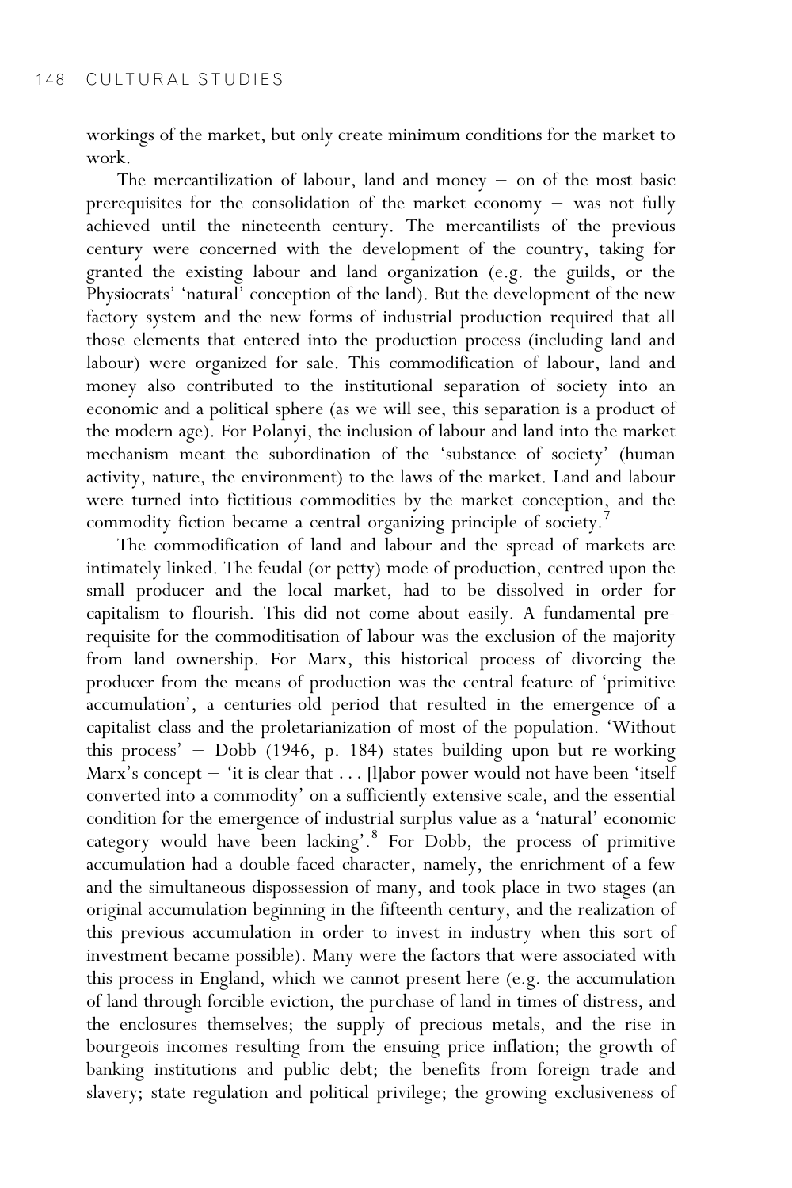workings of the market, but only create minimum conditions for the market to work.

The mercantilization of labour, land and money – on of the most basic prerequisites for the consolidation of the market economy – was not fully achieved until the nineteenth century. The mercantilists of the previous century were concerned with the development of the country, taking for granted the existing labour and land organization (e.g. the guilds, or the Physiocrats' 'natural' conception of the land). But the development of the new factory system and the new forms of industrial production required that all those elements that entered into the production process (including land and labour) were organized for sale. This commodification of labour, land and money also contributed to the institutional separation of society into an economic and a political sphere (as we will see, this separation is a product of the modern age). For Polanyi, the inclusion of labour and land into the market mechanism meant the subordination of the 'substance of society' (human activity, nature, the environment) to the laws of the market. Land and labour were turned into fictitious commodities by the market conception, and the commodity fiction became a central organizing principle of society.[7]

The commodification of land and labour and the spread of markets are intimately linked. The feudal (or petty) mode of production, centred upon the small producer and the local market, had to be dissolved in order for capitalism to flourish. This did not come about easily. A fundamental prerequisite for the commoditisation of labour was the exclusion of the majority from land ownership. For Marx, this historical process of divorcing the producer from the means of production was the central feature of 'primitive accumulation', a centuries-old period that resulted in the emergence of a capitalist class and the proletarianization of most of the population. 'Without this process' – Dobb (1946, p. 184) states building upon but re-working Marx's concept – 'it is clear that . . . [l]abor power would not have been 'itself converted into a commodity' on a sufficiently extensive scale, and the essential condition for the emergence of industrial surplus value as a 'natural' economic category would have been lacking'.[8] For Dobb, the process of primitive accumulation had a double-faced character, namely, the enrichment of a few and the simultaneous dispossession of many, and took place in two stages (an original accumulation beginning in the fifteenth century, and the realization of this previous accumulation in order to invest in industry when this sort of investment became possible). Many were the factors that were associated with this process in England, which we cannot present here (e.g. the accumulation of land through forcible eviction, the purchase of land in times of distress, and the enclosures themselves; the supply of precious metals, and the rise in bourgeois incomes resulting from the ensuing price inflation; the growth of banking institutions and public debt; the benefits from foreign trade and slavery; state regulation and political privilege; the growing exclusiveness of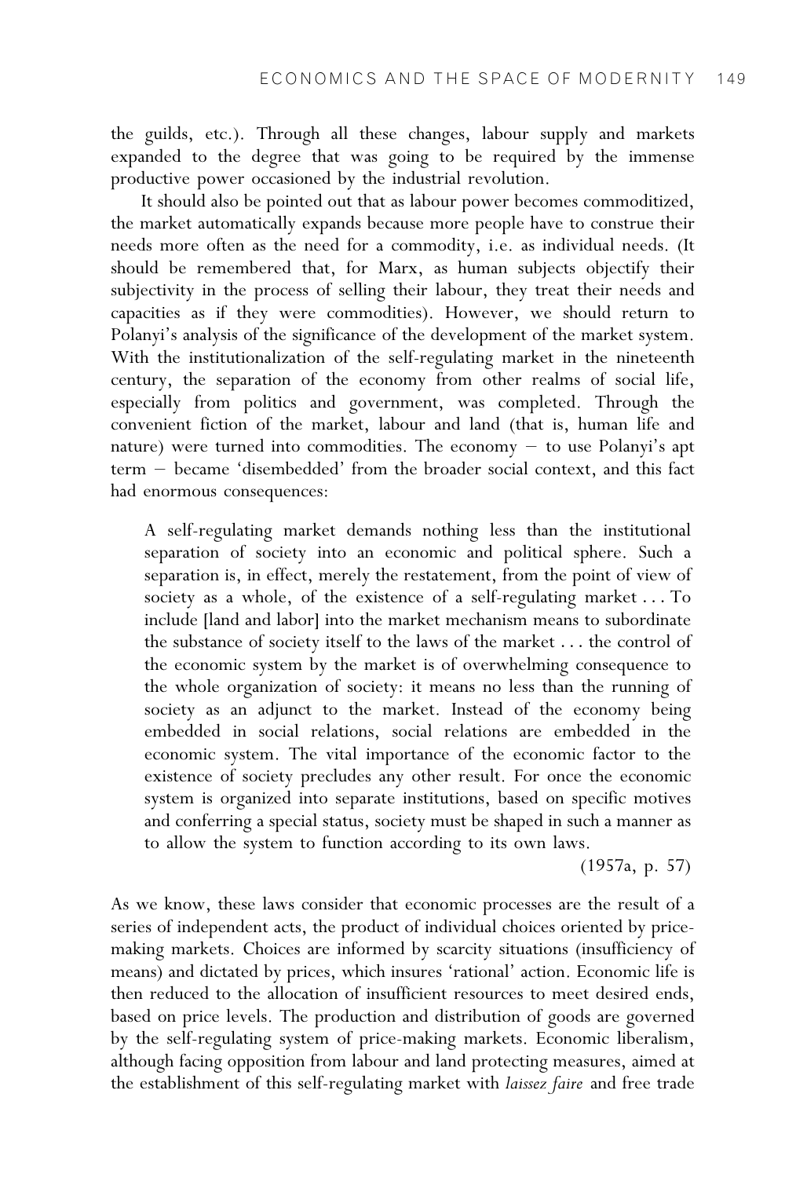the guilds, etc.). Through all these changes, labour supply and markets expanded to the degree that was going to be required by the immense productive power occasioned by the industrial revolution.

It should also be pointed out that as labour power becomes commoditized, the market automatically expands because more people have to construe their needs more often as the need for a commodity, i.e. as individual needs. (It should be remembered that, for Marx, as human subjects objectify their subjectivity in the process of selling their labour, they treat their needs and capacities as if they were commodities). However, we should return to Polanyi's analysis of the significance of the development of the market system. With the institutionalization of the self-regulating market in the nineteenth century, the separation of the economy from other realms of social life, especially from politics and government, was completed. Through the convenient fiction of the market, labour and land (that is, human life and nature) were turned into commodities. The economy – to use Polanyi's apt term – became 'disembedded' from the broader social context, and this fact had enormous consequences:

> A self-regulating market demands nothing less than the institutional separation of society into an economic and political sphere. Such a separation is, in effect, merely the restatement, from the point of view of society as a whole, of the existence of a self-regulating market . . . To include [land and labor] into the market mechanism means to subordinate the substance of society itself to the laws of the market . . . the control of the economic system by the market is of overwhelming consequence to the whole organization of society: it means no less than the running of society as an adjunct to the market. Instead of the economy being embedded in social relations, social relations are embedded in the economic system. The vital importance of the economic factor to the existence of society precludes any other result. For once the economic system is organized into separate institutions, based on specific motives and conferring a special status, society must be shaped in such a manner as to allow the system to function according to its own laws.
>
> (1957a, p. 57)

As we know, these laws consider that economic processes are the result of a series of independent acts, the product of individual choices oriented by price-making markets. Choices are informed by scarcity situations (insufficiency of means) and dictated by prices, which insures 'rational' action. Economic life is then reduced to the allocation of insufficient resources to meet desired ends, based on price levels. The production and distribution of goods are governed by the self-regulating system of price-making markets. Economic liberalism, although facing opposition from labour and land protecting measures, aimed at the establishment of this self-regulating market with *laissez faire* and free trade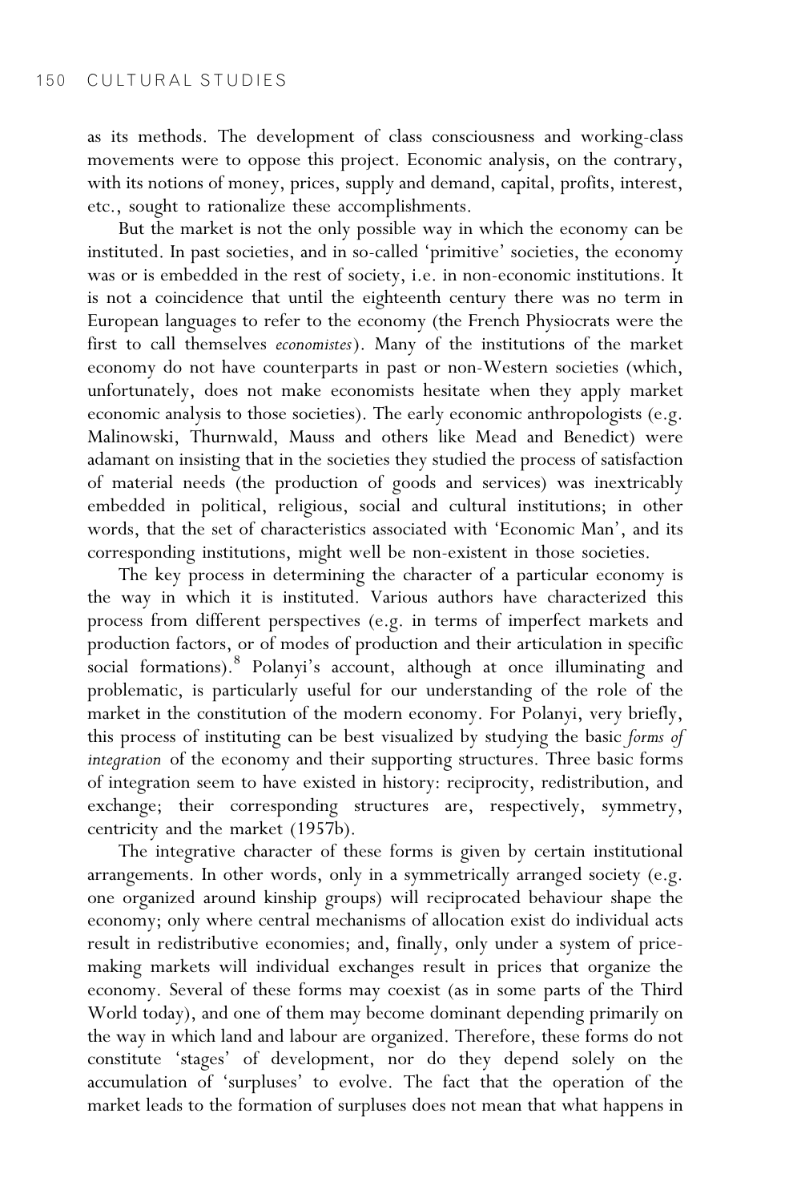as its methods. The development of class consciousness and working-class movements were to oppose this project. Economic analysis, on the contrary, with its notions of money, prices, supply and demand, capital, profits, interest, etc., sought to rationalize these accomplishments.

But the market is not the only possible way in which the economy can be instituted. In past societies, and in so-called 'primitive' societies, the economy was or is embedded in the rest of society, i.e. in non-economic institutions. It is not a coincidence that until the eighteenth century there was no term in European languages to refer to the economy (the French Physiocrats were the first to call themselves *economistes*). Many of the institutions of the market economy do not have counterparts in past or non-Western societies (which, unfortunately, does not make economists hesitate when they apply market economic analysis to those societies). The early economic anthropologists (e.g. Malinowski, Thurnwald, Mauss and others like Mead and Benedict) were adamant on insisting that in the societies they studied the process of satisfaction of material needs (the production of goods and services) was inextricably embedded in political, religious, social and cultural institutions; in other words, that the set of characteristics associated with 'Economic Man', and its corresponding institutions, might well be non-existent in those societies.

The key process in determining the character of a particular economy is the way in which it is instituted. Various authors have characterized this process from different perspectives (e.g. in terms of imperfect markets and production factors, or of modes of production and their articulation in specific social formations).[8] Polanyi's account, although at once illuminating and problematic, is particularly useful for our understanding of the role of the market in the constitution of the modern economy. For Polanyi, very briefly, this process of instituting can be best visualized by studying the basic *forms of integration* of the economy and their supporting structures. Three basic forms of integration seem to have existed in history: reciprocity, redistribution, and exchange; their corresponding structures are, respectively, symmetry, centricity and the market (1957b).

The integrative character of these forms is given by certain institutional arrangements. In other words, only in a symmetrically arranged society (e.g. one organized around kinship groups) will reciprocated behaviour shape the economy; only where central mechanisms of allocation exist do individual acts result in redistributive economies; and, finally, only under a system of price-making markets will individual exchanges result in prices that organize the economy. Several of these forms may coexist (as in some parts of the Third World today), and one of them may become dominant depending primarily on the way in which land and labour are organized. Therefore, these forms do not constitute 'stages' of development, nor do they depend solely on the accumulation of 'surpluses' to evolve. The fact that the operation of the market leads to the formation of surpluses does not mean that what happens in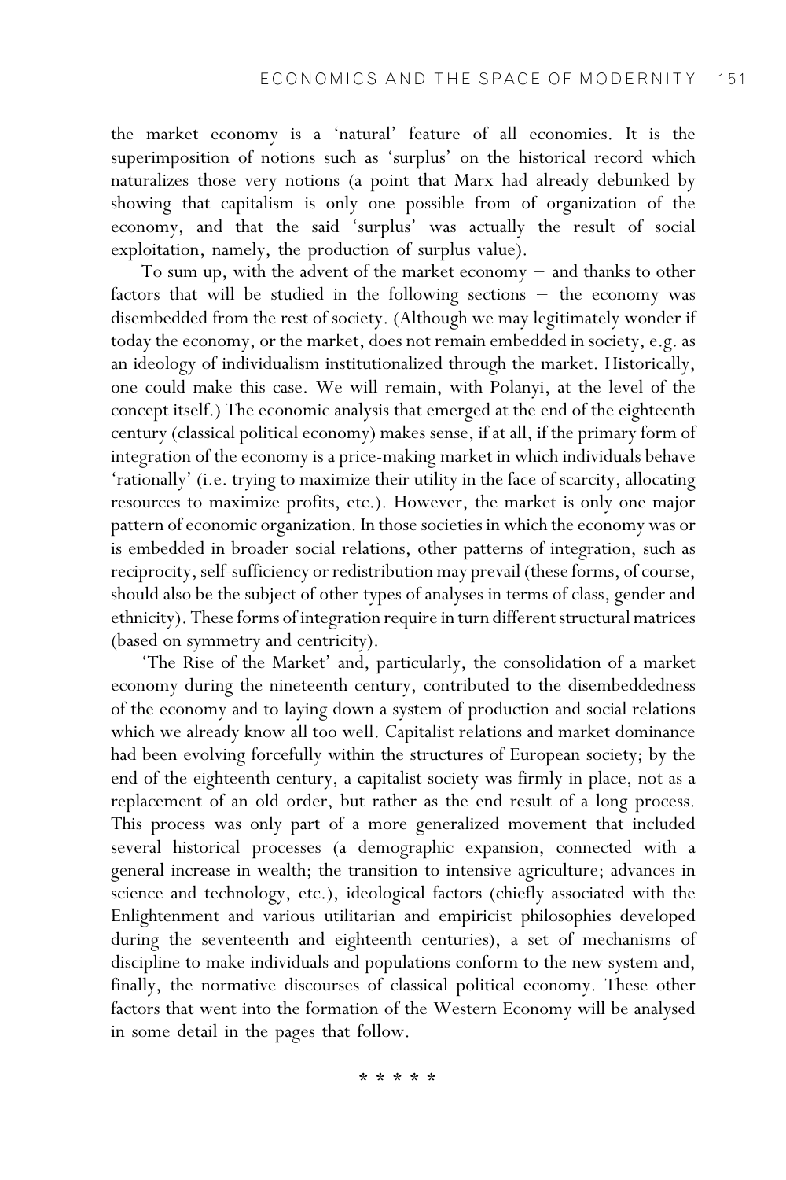the market economy is a 'natural' feature of all economies. It is the superimposition of notions such as 'surplus' on the historical record which naturalizes those very notions (a point that Marx had already debunked by showing that capitalism is only one possible from of organization of the economy, and that the said 'surplus' was actually the result of social exploitation, namely, the production of surplus value).

To sum up, with the advent of the market economy – and thanks to other factors that will be studied in the following sections – the economy was disembedded from the rest of society. (Although we may legitimately wonder if today the economy, or the market, does not remain embedded in society, e.g. as an ideology of individualism institutionalized through the market. Historically, one could make this case. We will remain, with Polanyi, at the level of the concept itself.) The economic analysis that emerged at the end of the eighteenth century (classical political economy) makes sense, if at all, if the primary form of integration of the economy is a price-making market in which individuals behave 'rationally' (i.e. trying to maximize their utility in the face of scarcity, allocating resources to maximize profits, etc.). However, the market is only one major pattern of economic organization. In those societies in which the economy was or is embedded in broader social relations, other patterns of integration, such as reciprocity, self-sufficiency or redistribution may prevail (these forms, of course, should also be the subject of other types of analyses in terms of class, gender and ethnicity). These forms of integration require in turn different structural matrices (based on symmetry and centricity).

'The Rise of the Market' and, particularly, the consolidation of a market economy during the nineteenth century, contributed to the disembeddedness of the economy and to laying down a system of production and social relations which we already know all too well. Capitalist relations and market dominance had been evolving forcefully within the structures of European society; by the end of the eighteenth century, a capitalist society was firmly in place, not as a replacement of an old order, but rather as the end result of a long process. This process was only part of a more generalized movement that included several historical processes (a demographic expansion, connected with a general increase in wealth; the transition to intensive agriculture; advances in science and technology, etc.), ideological factors (chiefly associated with the Enlightenment and various utilitarian and empiricist philosophies developed during the seventeenth and eighteenth centuries), a set of mechanisms of discipline to make individuals and populations conform to the new system and, finally, the normative discourses of classical political economy. These other factors that went into the formation of the Western Economy will be analysed in some detail in the pages that follow.

\* \* \* \* \*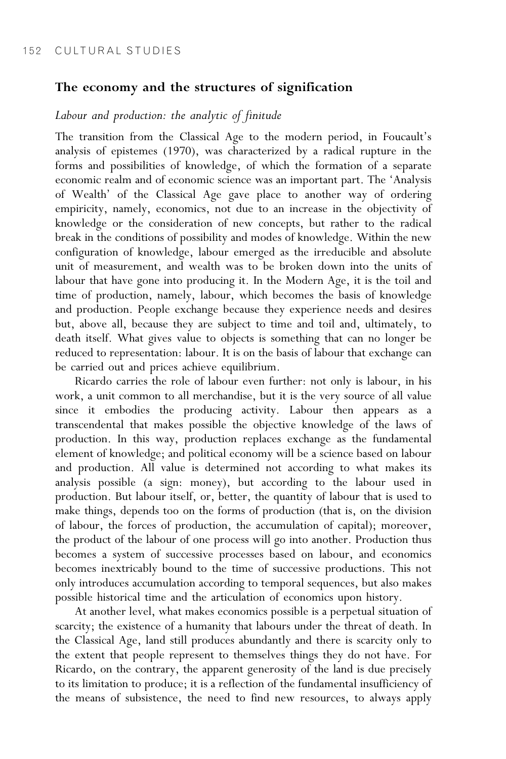## The economy and the structures of signification

### *Labour and production: the analytic of finitude*

The transition from the Classical Age to the modern period, in Foucault's analysis of epistemes (1970), was characterized by a radical rupture in the forms and possibilities of knowledge, of which the formation of a separate economic realm and of economic science was an important part. The 'Analysis of Wealth' of the Classical Age gave place to another way of ordering empiricity, namely, economics, not due to an increase in the objectivity of knowledge or the consideration of new concepts, but rather to the radical break in the conditions of possibility and modes of knowledge. Within the new configuration of knowledge, labour emerged as the irreducible and absolute unit of measurement, and wealth was to be broken down into the units of labour that have gone into producing it. In the Modern Age, it is the toil and time of production, namely, labour, which becomes the basis of knowledge and production. People exchange because they experience needs and desires but, above all, because they are subject to time and toil and, ultimately, to death itself. What gives value to objects is something that can no longer be reduced to representation: labour. It is on the basis of labour that exchange can be carried out and prices achieve equilibrium.

Ricardo carries the role of labour even further: not only is labour, in his work, a unit common to all merchandise, but it is the very source of all value since it embodies the producing activity. Labour then appears as a transcendental that makes possible the objective knowledge of the laws of production. In this way, production replaces exchange as the fundamental element of knowledge; and political economy will be a science based on labour and production. All value is determined not according to what makes its analysis possible (a sign: money), but according to the labour used in production. But labour itself, or, better, the quantity of labour that is used to make things, depends too on the forms of production (that is, on the division of labour, the forces of production, the accumulation of capital); moreover, the product of the labour of one process will go into another. Production thus becomes a system of successive processes based on labour, and economics becomes inextricably bound to the time of successive productions. This not only introduces accumulation according to temporal sequences, but also makes possible historical time and the articulation of economics upon history.

At another level, what makes economics possible is a perpetual situation of scarcity; the existence of a humanity that labours under the threat of death. In the Classical Age, land still produces abundantly and there is scarcity only to the extent that people represent to themselves things they do not have. For Ricardo, on the contrary, the apparent generosity of the land is due precisely to its limitation to produce; it is a reflection of the fundamental insufficiency of the means of subsistence, the need to find new resources, to always apply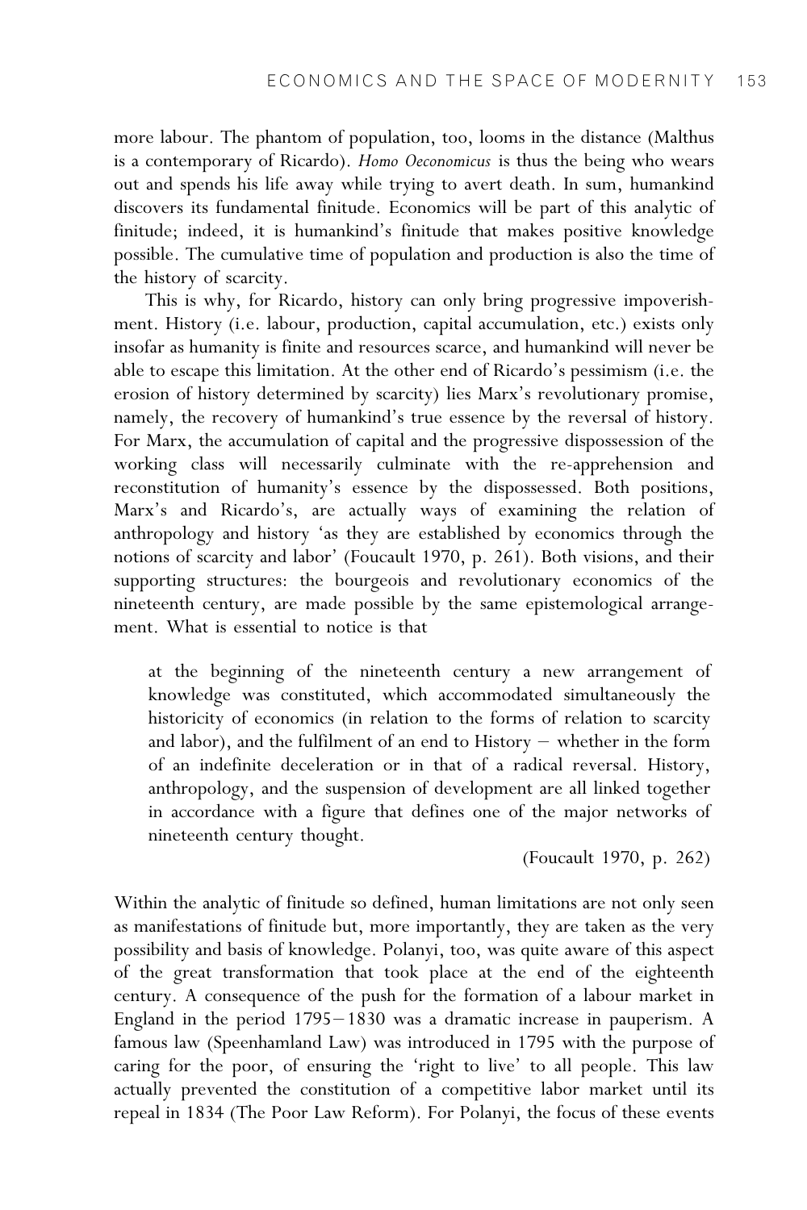more labour. The phantom of population, too, looms in the distance (Malthus is a contemporary of Ricardo). *Homo Oeconomicus* is thus the being who wears out and spends his life away while trying to avert death. In sum, humankind discovers its fundamental finitude. Economics will be part of this analytic of finitude; indeed, it is humankind's finitude that makes positive knowledge possible. The cumulative time of population and production is also the time of the history of scarcity.

This is why, for Ricardo, history can only bring progressive impoverishment. History (i.e. labour, production, capital accumulation, etc.) exists only insofar as humanity is finite and resources scarce, and humankind will never be able to escape this limitation. At the other end of Ricardo's pessimism (i.e. the erosion of history determined by scarcity) lies Marx's revolutionary promise, namely, the recovery of humankind's true essence by the reversal of history. For Marx, the accumulation of capital and the progressive dispossession of the working class will necessarily culminate with the re-apprehension and reconstitution of humanity's essence by the dispossessed. Both positions, Marx's and Ricardo's, are actually ways of examining the relation of anthropology and history 'as they are established by economics through the notions of scarcity and labor' (Foucault 1970, p. 261). Both visions, and their supporting structures: the bourgeois and revolutionary economics of the nineteenth century, are made possible by the same epistemological arrangement. What is essential to notice is that

> at the beginning of the nineteenth century a new arrangement of knowledge was constituted, which accommodated simultaneously the historicity of economics (in relation to the forms of relation to scarcity and labor), and the fulfilment of an end to History – whether in the form of an indefinite deceleration or in that of a radical reversal. History, anthropology, and the suspension of development are all linked together in accordance with a figure that defines one of the major networks of nineteenth century thought.
>
> (Foucault 1970, p. 262)

Within the analytic of finitude so defined, human limitations are not only seen as manifestations of finitude but, more importantly, they are taken as the very possibility and basis of knowledge. Polanyi, too, was quite aware of this aspect of the great transformation that took place at the end of the eighteenth century. A consequence of the push for the formation of a labour market in England in the period 1795–1830 was a dramatic increase in pauperism. A famous law (Speenhamland Law) was introduced in 1795 with the purpose of caring for the poor, of ensuring the 'right to live' to all people. This law actually prevented the constitution of a competitive labor market until its repeal in 1834 (The Poor Law Reform). For Polanyi, the focus of these events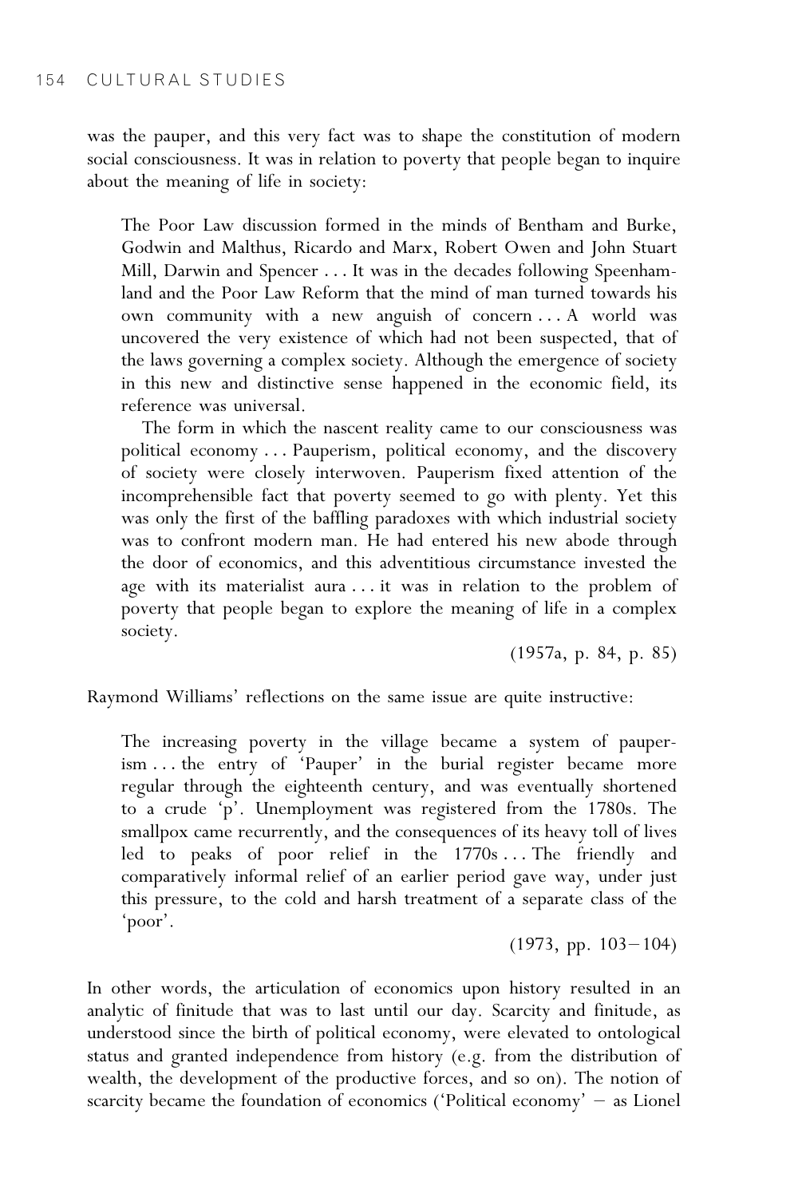was the pauper, and this very fact was to shape the constitution of modern social consciousness. It was in relation to poverty that people began to inquire about the meaning of life in society:

> The Poor Law discussion formed in the minds of Bentham and Burke, Godwin and Malthus, Ricardo and Marx, Robert Owen and John Stuart Mill, Darwin and Spencer . . . It was in the decades following Speenhamland and the Poor Law Reform that the mind of man turned towards his own community with a new anguish of concern . . . A world was uncovered the very existence of which had not been suspected, that of the laws governing a complex society. Although the emergence of society in this new and distinctive sense happened in the economic field, its reference was universal.
>
> The form in which the nascent reality came to our consciousness was political economy . . . Pauperism, political economy, and the discovery of society were closely interwoven. Pauperism fixed attention of the incomprehensible fact that poverty seemed to go with plenty. Yet this was only the first of the baffling paradoxes with which industrial society was to confront modern man. He had entered his new abode through the door of economics, and this adventitious circumstance invested the age with its materialist aura . . . it was in relation to the problem of poverty that people began to explore the meaning of life in a complex society.
>
> (1957a, p. 84, p. 85)

Raymond Williams' reflections on the same issue are quite instructive:

> The increasing poverty in the village became a system of pauperism . . . the entry of 'Pauper' in the burial register became more regular through the eighteenth century, and was eventually shortened to a crude 'p'. Unemployment was registered from the 1780s. The smallpox came recurrently, and the consequences of its heavy toll of lives led to peaks of poor relief in the 1770s . . . The friendly and comparatively informal relief of an earlier period gave way, under just this pressure, to the cold and harsh treatment of a separate class of the 'poor'.
>
> (1973, pp. 103–104)

In other words, the articulation of economics upon history resulted in an analytic of finitude that was to last until our day. Scarcity and finitude, as understood since the birth of political economy, were elevated to ontological status and granted independence from history (e.g. from the distribution of wealth, the development of the productive forces, and so on). The notion of scarcity became the foundation of economics ('Political economy' – as Lionel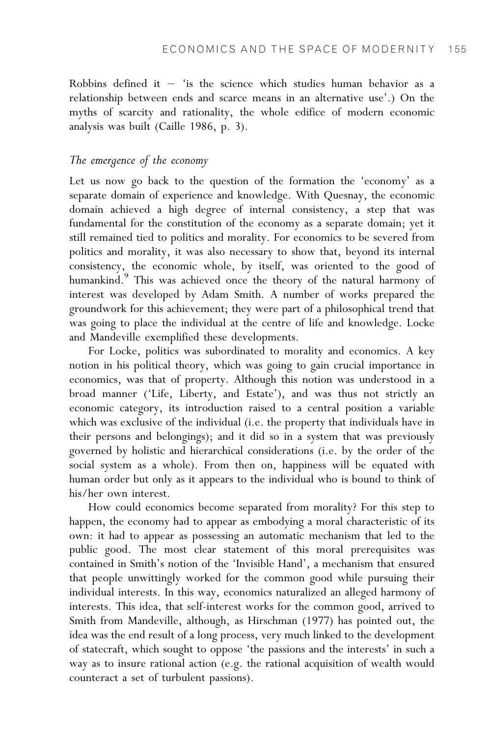Robbins defined it – 'is the science which studies human behavior as a relationship between ends and scarce means in an alternative use'.) On the myths of scarcity and rationality, the whole edifice of modern economic analysis was built (Caille 1986, p. 3).

### *The emergence of the economy*

Let us now go back to the question of the formation the 'economy' as a separate domain of experience and knowledge. With Quesnay, the economic domain achieved a high degree of internal consistency, a step that was fundamental for the constitution of the economy as a separate domain; yet it still remained tied to politics and morality. For economics to be severed from politics and morality, it was also necessary to show that, beyond its internal consistency, the economic whole, by itself, was oriented to the good of humankind.[9] This was achieved once the theory of the natural harmony of interest was developed by Adam Smith. A number of works prepared the groundwork for this achievement; they were part of a philosophical trend that was going to place the individual at the centre of life and knowledge. Locke and Mandeville exemplified these developments.

For Locke, politics was subordinated to morality and economics. A key notion in his political theory, which was going to gain crucial importance in economics, was that of property. Although this notion was understood in a broad manner ('Life, Liberty, and Estate'), and was thus not strictly an economic category, its introduction raised to a central position a variable which was exclusive of the individual (i.e. the property that individuals have in their persons and belongings); and it did so in a system that was previously governed by holistic and hierarchical considerations (i.e. by the order of the social system as a whole). From then on, happiness will be equated with human order but only as it appears to the individual who is bound to think of his/her own interest.

How could economics become separated from morality? For this step to happen, the economy had to appear as embodying a moral characteristic of its own: it had to appear as possessing an automatic mechanism that led to the public good. The most clear statement of this moral prerequisites was contained in Smith's notion of the 'Invisible Hand', a mechanism that ensured that people unwittingly worked for the common good while pursuing their individual interests. In this way, economics naturalized an alleged harmony of interests. This idea, that self-interest works for the common good, arrived to Smith from Mandeville, although, as Hirschman (1977) has pointed out, the idea was the end result of a long process, very much linked to the development of statecraft, which sought to oppose 'the passions and the interests' in such a way as to insure rational action (e.g. the rational acquisition of wealth would counteract a set of turbulent passions).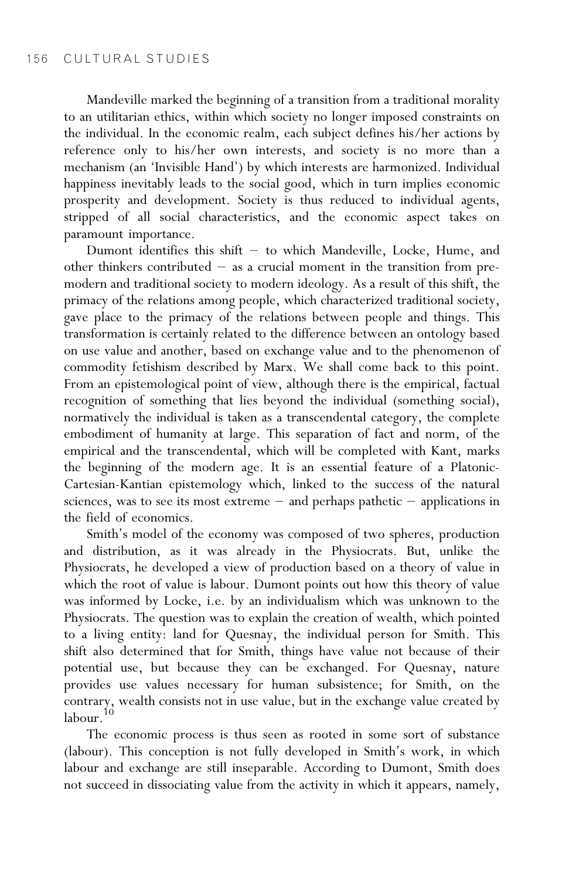Mandeville marked the beginning of a transition from a traditional morality to an utilitarian ethics, within which society no longer imposed constraints on the individual. In the economic realm, each subject defines his/her actions by reference only to his/her own interests, and society is no more than a mechanism (an 'Invisible Hand') by which interests are harmonized. Individual happiness inevitably leads to the social good, which in turn implies economic prosperity and development. Society is thus reduced to individual agents, stripped of all social characteristics, and the economic aspect takes on paramount importance.

Dumont identifies this shift – to which Mandeville, Locke, Hume, and other thinkers contributed – as a crucial moment in the transition from pre-modern and traditional society to modern ideology. As a result of this shift, the primacy of the relations among people, which characterized traditional society, gave place to the primacy of the relations between people and things. This transformation is certainly related to the difference between an ontology based on use value and another, based on exchange value and to the phenomenon of commodity fetishism described by Marx. We shall come back to this point. From an epistemological point of view, although there is the empirical, factual recognition of something that lies beyond the individual (something social), normatively the individual is taken as a transcendental category, the complete embodiment of humanity at large. This separation of fact and norm, of the empirical and the transcendental, which will be completed with Kant, marks the beginning of the modern age. It is an essential feature of a Platonic-Cartesian-Kantian epistemology which, linked to the success of the natural sciences, was to see its most extreme – and perhaps pathetic – applications in the field of economics.

Smith's model of the economy was composed of two spheres, production and distribution, as it was already in the Physiocrats. But, unlike the Physiocrats, he developed a view of production based on a theory of value in which the root of value is labour. Dumont points out how this theory of value was informed by Locke, i.e. by an individualism which was unknown to the Physiocrats. The question was to explain the creation of wealth, which pointed to a living entity: land for Quesnay, the individual person for Smith. This shift also determined that for Smith, things have value not because of their potential use, but because they can be exchanged. For Quesnay, nature provides use values necessary for human subsistence; for Smith, on the contrary, wealth consists not in use value, but in the exchange value created by labour.[10]

The economic process is thus seen as rooted in some sort of substance (labour). This conception is not fully developed in Smith's work, in which labour and exchange are still inseparable. According to Dumont, Smith does not succeed in dissociating value from the activity in which it appears, namely,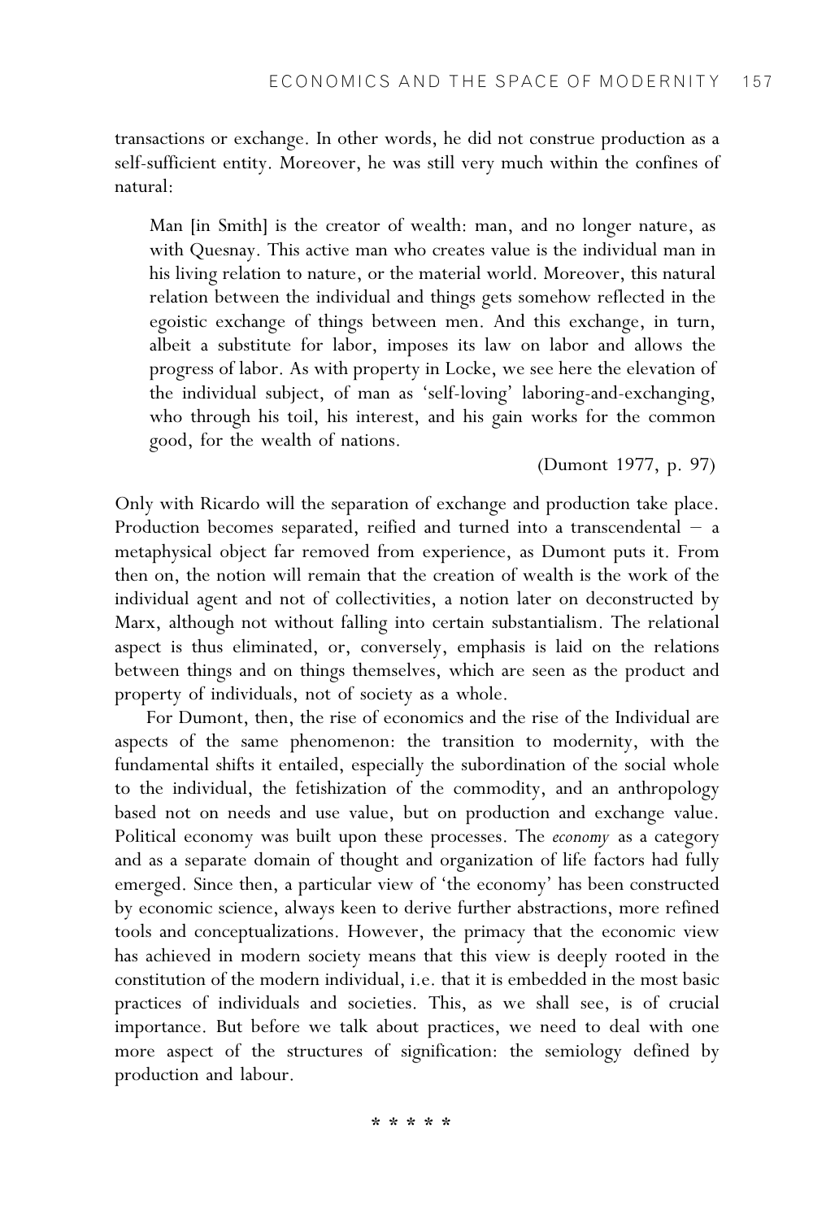transactions or exchange. In other words, he did not construe production as a self-sufficient entity. Moreover, he was still very much within the confines of natural:

> Man [in Smith] is the creator of wealth: man, and no longer nature, as with Quesnay. This active man who creates value is the individual man in his living relation to nature, or the material world. Moreover, this natural relation between the individual and things gets somehow reflected in the egoistic exchange of things between men. And this exchange, in turn, albeit a substitute for labor, imposes its law on labor and allows the progress of labor. As with property in Locke, we see here the elevation of the individual subject, of man as 'self-loving' laboring-and-exchanging, who through his toil, his interest, and his gain works for the common good, for the wealth of nations.
>
> (Dumont 1977, p. 97)

Only with Ricardo will the separation of exchange and production take place. Production becomes separated, reified and turned into a transcendental – a metaphysical object far removed from experience, as Dumont puts it. From then on, the notion will remain that the creation of wealth is the work of the individual agent and not of collectivities, a notion later on deconstructed by Marx, although not without falling into certain substantialism. The relational aspect is thus eliminated, or, conversely, emphasis is laid on the relations between things and on things themselves, which are seen as the product and property of individuals, not of society as a whole.

For Dumont, then, the rise of economics and the rise of the Individual are aspects of the same phenomenon: the transition to modernity, with the fundamental shifts it entailed, especially the subordination of the social whole to the individual, the fetishization of the commodity, and an anthropology based not on needs and use value, but on production and exchange value. Political economy was built upon these processes. The *economy* as a category and as a separate domain of thought and organization of life factors had fully emerged. Since then, a particular view of 'the economy' has been constructed by economic science, always keen to derive further abstractions, more refined tools and conceptualizations. However, the primacy that the economic view has achieved in modern society means that this view is deeply rooted in the constitution of the modern individual, i.e. that it is embedded in the most basic practices of individuals and societies. This, as we shall see, is of crucial importance. But before we talk about practices, we need to deal with one more aspect of the structures of signification: the semiology defined by production and labour.

\* \* \* \* \*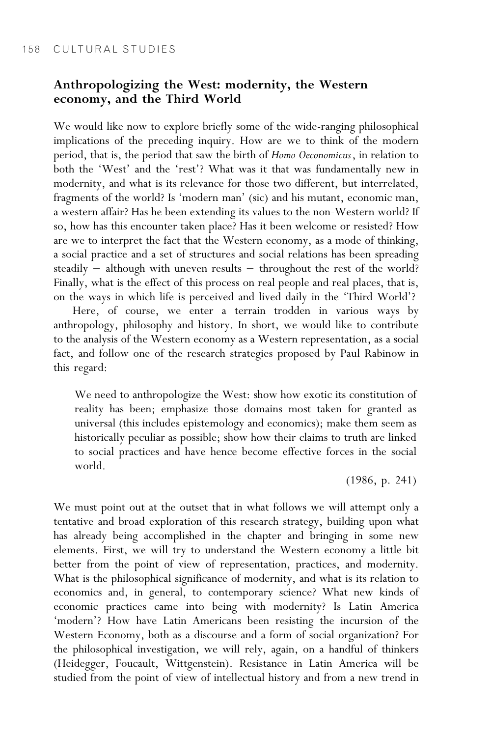## Anthropologizing the West: modernity, the Western economy, and the Third World

We would like now to explore briefly some of the wide-ranging philosophical implications of the preceding inquiry. How are we to think of the modern period, that is, the period that saw the birth of *Homo Oeconomicus*, in relation to both the 'West' and the 'rest'? What was it that was fundamentally new in modernity, and what is its relevance for those two different, but interrelated, fragments of the world? Is 'modern man' (sic) and his mutant, economic man, a western affair? Has he been extending its values to the non-Western world? If so, how has this encounter taken place? Has it been welcome or resisted? How are we to interpret the fact that the Western economy, as a mode of thinking, a social practice and a set of structures and social relations has been spreading steadily – although with uneven results – throughout the rest of the world? Finally, what is the effect of this process on real people and real places, that is, on the ways in which life is perceived and lived daily in the 'Third World'?

Here, of course, we enter a terrain trodden in various ways by anthropology, philosophy and history. In short, we would like to contribute to the analysis of the Western economy as a Western representation, as a social fact, and follow one of the research strategies proposed by Paul Rabinow in this regard:

> We need to anthropologize the West: show how exotic its constitution of reality has been; emphasize those domains most taken for granted as universal (this includes epistemology and economics); make them seem as historically peculiar as possible; show how their claims to truth are linked to social practices and have hence become effective forces in the social world.
>
> (1986, p. 241)

We must point out at the outset that in what follows we will attempt only a tentative and broad exploration of this research strategy, building upon what has already being accomplished in the chapter and bringing in some new elements. First, we will try to understand the Western economy a little bit better from the point of view of representation, practices, and modernity. What is the philosophical significance of modernity, and what is its relation to economics and, in general, to contemporary science? What new kinds of economic practices came into being with modernity? Is Latin America 'modern'? How have Latin Americans been resisting the incursion of the Western Economy, both as a discourse and a form of social organization? For the philosophical investigation, we will rely, again, on a handful of thinkers (Heidegger, Foucault, Wittgenstein). Resistance in Latin America will be studied from the point of view of intellectual history and from a new trend in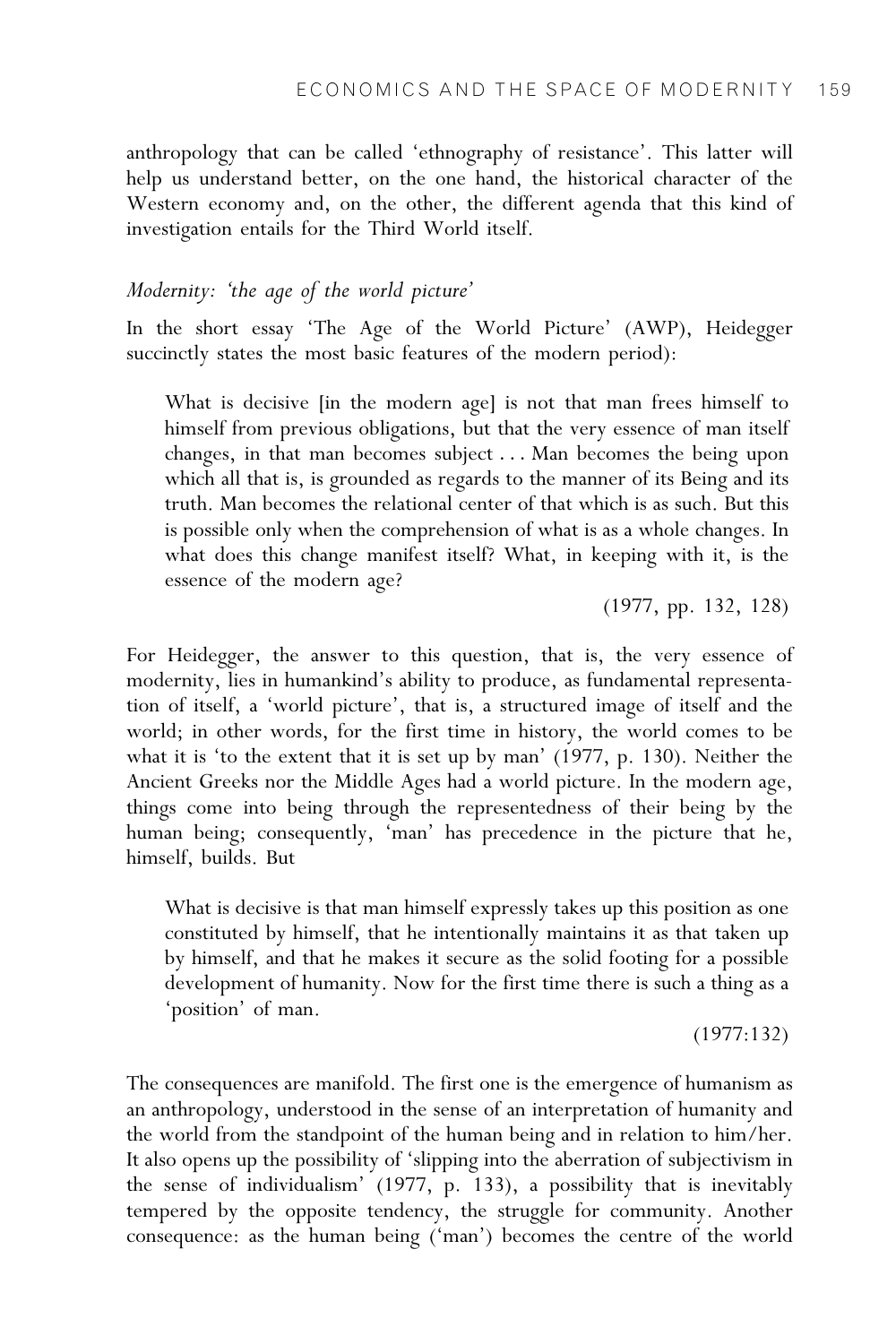anthropology that can be called 'ethnography of resistance'. This latter will help us understand better, on the one hand, the historical character of the Western economy and, on the other, the different agenda that this kind of investigation entails for the Third World itself.

### *Modernity: 'the age of the world picture'*

In the short essay 'The Age of the World Picture' (AWP), Heidegger succinctly states the most basic features of the modern period):

> What is decisive [in the modern age] is not that man frees himself to himself from previous obligations, but that the very essence of man itself changes, in that man becomes subject . . . Man becomes the being upon which all that is, is grounded as regards to the manner of its Being and its truth. Man becomes the relational center of that which is as such. But this is possible only when the comprehension of what is as a whole changes. In what does this change manifest itself? What, in keeping with it, is the essence of the modern age?
>
> (1977, pp. 132, 128)

For Heidegger, the answer to this question, that is, the very essence of modernity, lies in humankind's ability to produce, as fundamental representation of itself, a 'world picture', that is, a structured image of itself and the world; in other words, for the first time in history, the world comes to be what it is 'to the extent that it is set up by man' (1977, p. 130). Neither the Ancient Greeks nor the Middle Ages had a world picture. In the modern age, things come into being through the representedness of their being by the human being; consequently, 'man' has precedence in the picture that he, himself, builds. But

> What is decisive is that man himself expressly takes up this position as one constituted by himself, that he intentionally maintains it as that taken up by himself, and that he makes it secure as the solid footing for a possible development of humanity. Now for the first time there is such a thing as a 'position' of man.
>
> (1977:132)

The consequences are manifold. The first one is the emergence of humanism as an anthropology, understood in the sense of an interpretation of humanity and the world from the standpoint of the human being and in relation to him/her. It also opens up the possibility of 'slipping into the aberration of subjectivism in the sense of individualism' (1977, p. 133), a possibility that is inevitably tempered by the opposite tendency, the struggle for community. Another consequence: as the human being ('man') becomes the centre of the world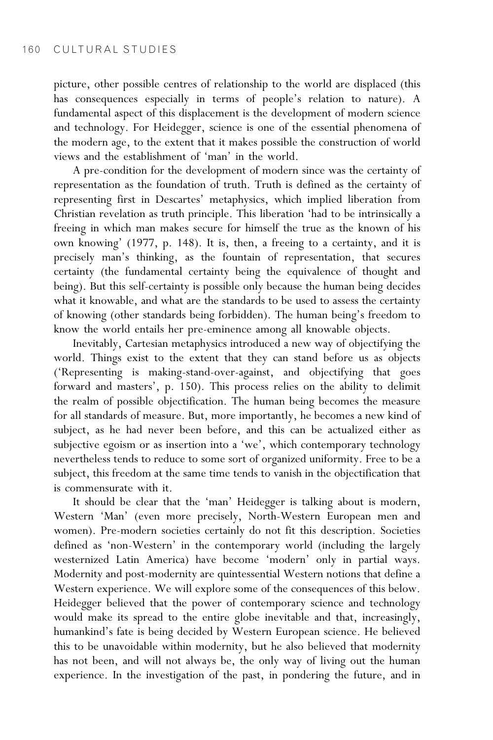picture, other possible centres of relationship to the world are displaced (this has consequences especially in terms of people's relation to nature). A fundamental aspect of this displacement is the development of modern science and technology. For Heidegger, science is one of the essential phenomena of the modern age, to the extent that it makes possible the construction of world views and the establishment of 'man' in the world.

A pre-condition for the development of modern since was the certainty of representation as the foundation of truth. Truth is defined as the certainty of representing first in Descartes' metaphysics, which implied liberation from Christian revelation as truth principle. This liberation 'had to be intrinsically a freeing in which man makes secure for himself the true as the known of his own knowing' (1977, p. 148). It is, then, a freeing to a certainty, and it is precisely man's thinking, as the fountain of representation, that secures certainty (the fundamental certainty being the equivalence of thought and being). But this self-certainty is possible only because the human being decides what it knowable, and what are the standards to be used to assess the certainty of knowing (other standards being forbidden). The human being's freedom to know the world entails her pre-eminence among all knowable objects.

Inevitably, Cartesian metaphysics introduced a new way of objectifying the world. Things exist to the extent that they can stand before us as objects ('Representing is making-stand-over-against, and objectifying that goes forward and masters', p. 150). This process relies on the ability to delimit the realm of possible objectification. The human being becomes the measure for all standards of measure. But, more importantly, he becomes a new kind of subject, as he had never been before, and this can be actualized either as subjective egoism or as insertion into a 'we', which contemporary technology nevertheless tends to reduce to some sort of organized uniformity. Free to be a subject, this freedom at the same time tends to vanish in the objectification that is commensurate with it.

It should be clear that the 'man' Heidegger is talking about is modern, Western 'Man' (even more precisely, North-Western European men and women). Pre-modern societies certainly do not fit this description. Societies defined as 'non-Western' in the contemporary world (including the largely westernized Latin America) have become 'modern' only in partial ways. Modernity and post-modernity are quintessential Western notions that define a Western experience. We will explore some of the consequences of this below. Heidegger believed that the power of contemporary science and technology would make its spread to the entire globe inevitable and that, increasingly, humankind's fate is being decided by Western European science. He believed this to be unavoidable within modernity, but he also believed that modernity has not been, and will not always be, the only way of living out the human experience. In the investigation of the past, in pondering the future, and in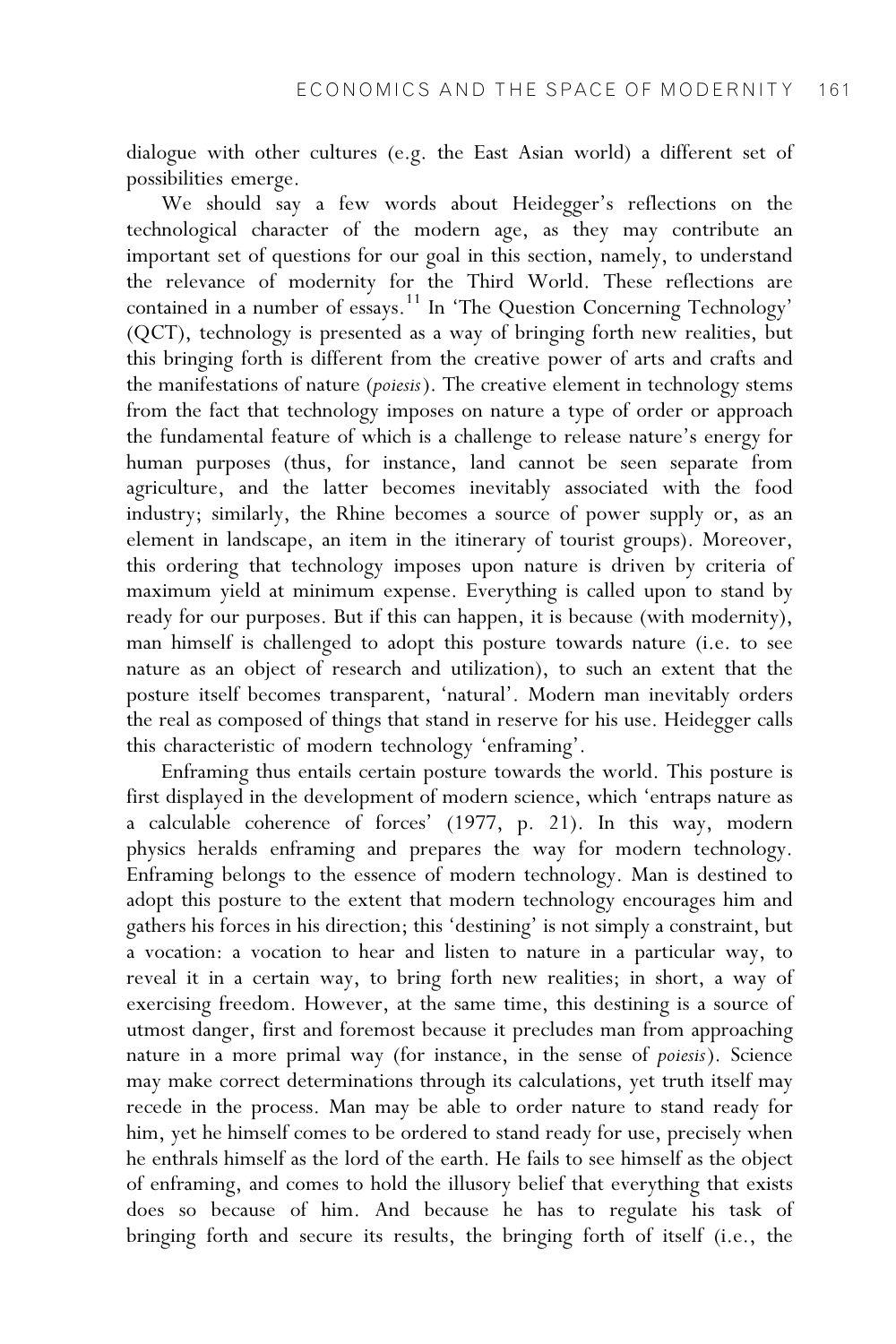dialogue with other cultures (e.g. the East Asian world) a different set of possibilities emerge.

We should say a few words about Heidegger's reflections on the technological character of the modern age, as they may contribute an important set of questions for our goal in this section, namely, to understand the relevance of modernity for the Third World. These reflections are contained in a number of essays.[11] In 'The Question Concerning Technology' (QCT), technology is presented as a way of bringing forth new realities, but this bringing forth is different from the creative power of arts and crafts and the manifestations of nature (*poiesis*). The creative element in technology stems from the fact that technology imposes on nature a type of order or approach the fundamental feature of which is a challenge to release nature's energy for human purposes (thus, for instance, land cannot be seen separate from agriculture, and the latter becomes inevitably associated with the food industry; similarly, the Rhine becomes a source of power supply or, as an element in landscape, an item in the itinerary of tourist groups). Moreover, this ordering that technology imposes upon nature is driven by criteria of maximum yield at minimum expense. Everything is called upon to stand by ready for our purposes. But if this can happen, it is because (with modernity), man himself is challenged to adopt this posture towards nature (i.e. to see nature as an object of research and utilization), to such an extent that the posture itself becomes transparent, 'natural'. Modern man inevitably orders the real as composed of things that stand in reserve for his use. Heidegger calls this characteristic of modern technology 'enframing'.

Enframing thus entails certain posture towards the world. This posture is first displayed in the development of modern science, which 'entraps nature as a calculable coherence of forces' (1977, p. 21). In this way, modern physics heralds enframing and prepares the way for modern technology. Enframing belongs to the essence of modern technology. Man is destined to adopt this posture to the extent that modern technology encourages him and gathers his forces in his direction; this 'destining' is not simply a constraint, but a vocation: a vocation to hear and listen to nature in a particular way, to reveal it in a certain way, to bring forth new realities; in short, a way of exercising freedom. However, at the same time, this destining is a source of utmost danger, first and foremost because it precludes man from approaching nature in a more primal way (for instance, in the sense of *poiesis*). Science may make correct determinations through its calculations, yet truth itself may recede in the process. Man may be able to order nature to stand ready for him, yet he himself comes to be ordered to stand ready for use, precisely when he enthrals himself as the lord of the earth. He fails to see himself as the object of enframing, and comes to hold the illusory belief that everything that exists does so because of him. And because he has to regulate his task of bringing forth and secure its results, the bringing forth of itself (i.e., the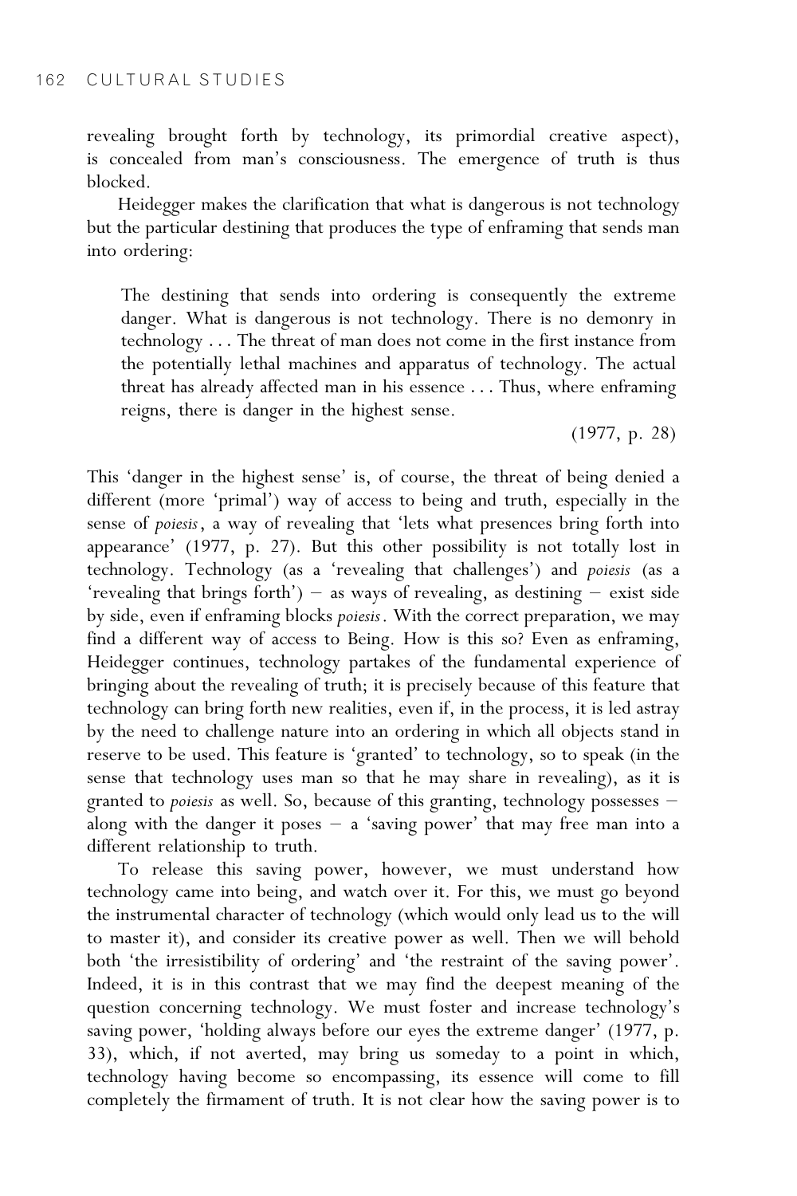revealing brought forth by technology, its primordial creative aspect), is concealed from man's consciousness. The emergence of truth is thus blocked.

Heidegger makes the clarification that what is dangerous is not technology but the particular destining that produces the type of enframing that sends man into ordering:

> The destining that sends into ordering is consequently the extreme danger. What is dangerous is not technology. There is no demonry in technology . . . The threat of man does not come in the first instance from the potentially lethal machines and apparatus of technology. The actual threat has already affected man in his essence . . . Thus, where enframing reigns, there is danger in the highest sense.
>
> (1977, p. 28)

This 'danger in the highest sense' is, of course, the threat of being denied a different (more 'primal') way of access to being and truth, especially in the sense of *poiesis*, a way of revealing that 'lets what presences bring forth into appearance' (1977, p. 27). But this other possibility is not totally lost in technology. Technology (as a 'revealing that challenges') and *poiesis* (as a 'revealing that brings forth') – as ways of revealing, as destining – exist side by side, even if enframing blocks *poiesis*. With the correct preparation, we may find a different way of access to Being. How is this so? Even as enframing, Heidegger continues, technology partakes of the fundamental experience of bringing about the revealing of truth; it is precisely because of this feature that technology can bring forth new realities, even if, in the process, it is led astray by the need to challenge nature into an ordering in which all objects stand in reserve to be used. This feature is 'granted' to technology, so to speak (in the sense that technology uses man so that he may share in revealing), as it is granted to *poiesis* as well. So, because of this granting, technology possesses – along with the danger it poses – a 'saving power' that may free man into a different relationship to truth.

To release this saving power, however, we must understand how technology came into being, and watch over it. For this, we must go beyond the instrumental character of technology (which would only lead us to the will to master it), and consider its creative power as well. Then we will behold both 'the irresistibility of ordering' and 'the restraint of the saving power'. Indeed, it is in this contrast that we may find the deepest meaning of the question concerning technology. We must foster and increase technology's saving power, 'holding always before our eyes the extreme danger' (1977, p. 33), which, if not averted, may bring us someday to a point in which, technology having become so encompassing, its essence will come to fill completely the firmament of truth. It is not clear how the saving power is to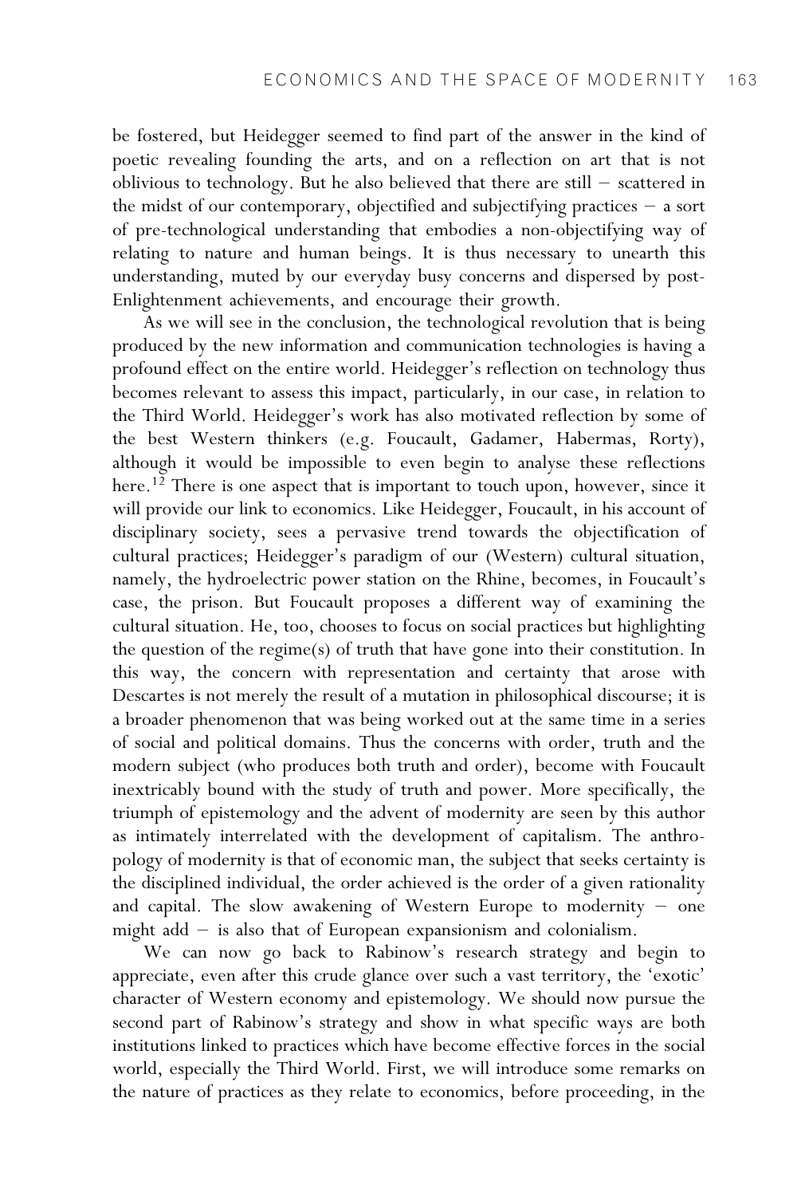be fostered, but Heidegger seemed to find part of the answer in the kind of poetic revealing founding the arts, and on a reflection on art that is not oblivious to technology. But he also believed that there are still – scattered in the midst of our contemporary, objectified and subjectifying practices – a sort of pre-technological understanding that embodies a non-objectifying way of relating to nature and human beings. It is thus necessary to unearth this understanding, muted by our everyday busy concerns and dispersed by post-Enlightenment achievements, and encourage their growth.

As we will see in the conclusion, the technological revolution that is being produced by the new information and communication technologies is having a profound effect on the entire world. Heidegger's reflection on technology thus becomes relevant to assess this impact, particularly, in our case, in relation to the Third World. Heidegger's work has also motivated reflection by some of the best Western thinkers (e.g. Foucault, Gadamer, Habermas, Rorty), although it would be impossible to even begin to analyse these reflections here.[12] There is one aspect that is important to touch upon, however, since it will provide our link to economics. Like Heidegger, Foucault, in his account of disciplinary society, sees a pervasive trend towards the objectification of cultural practices; Heidegger's paradigm of our (Western) cultural situation, namely, the hydroelectric power station on the Rhine, becomes, in Foucault's case, the prison. But Foucault proposes a different way of examining the cultural situation. He, too, chooses to focus on social practices but highlighting the question of the regime(s) of truth that have gone into their constitution. In this way, the concern with representation and certainty that arose with Descartes is not merely the result of a mutation in philosophical discourse; it is a broader phenomenon that was being worked out at the same time in a series of social and political domains. Thus the concerns with order, truth and the modern subject (who produces both truth and order), become with Foucault inextricably bound with the study of truth and power. More specifically, the triumph of epistemology and the advent of modernity are seen by this author as intimately interrelated with the development of capitalism. The anthropology of modernity is that of economic man, the subject that seeks certainty is the disciplined individual, the order achieved is the order of a given rationality and capital. The slow awakening of Western Europe to modernity – one might add – is also that of European expansionism and colonialism.

We can now go back to Rabinow's research strategy and begin to appreciate, even after this crude glance over such a vast territory, the 'exotic' character of Western economy and epistemology. We should now pursue the second part of Rabinow's strategy and show in what specific ways are both institutions linked to practices which have become effective forces in the social world, especially the Third World. First, we will introduce some remarks on the nature of practices as they relate to economics, before proceeding, in the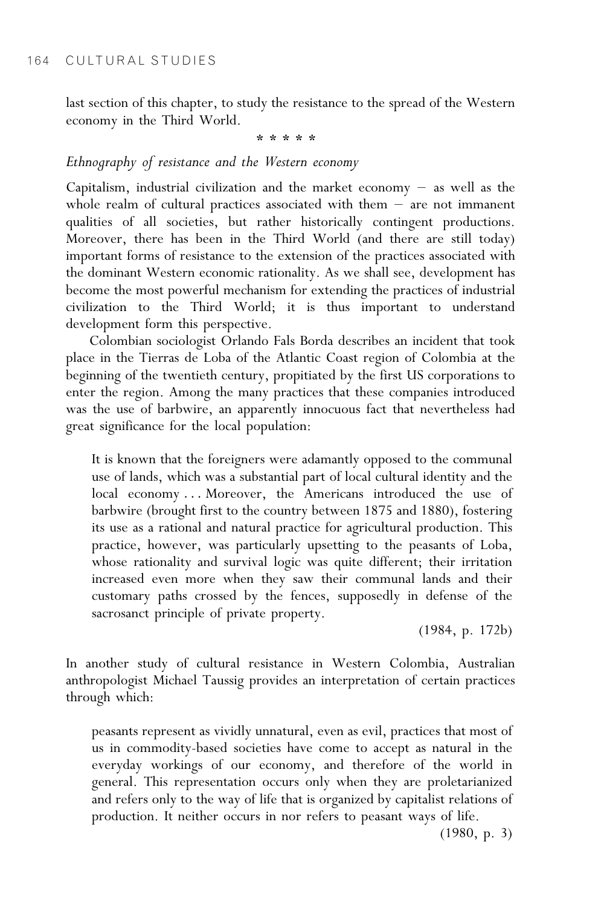last section of this chapter, to study the resistance to the spread of the Western economy in the Third World.

\* \* \* \* \*

### *Ethnography of resistance and the Western economy*

Capitalism, industrial civilization and the market economy – as well as the whole realm of cultural practices associated with them – are not immanent qualities of all societies, but rather historically contingent productions. Moreover, there has been in the Third World (and there are still today) important forms of resistance to the extension of the practices associated with the dominant Western economic rationality. As we shall see, development has become the most powerful mechanism for extending the practices of industrial civilization to the Third World; it is thus important to understand development form this perspective.

Colombian sociologist Orlando Fals Borda describes an incident that took place in the Tierras de Loba of the Atlantic Coast region of Colombia at the beginning of the twentieth century, propitiated by the first US corporations to enter the region. Among the many practices that these companies introduced was the use of barbwire, an apparently innocuous fact that nevertheless had great significance for the local population:

> It is known that the foreigners were adamantly opposed to the communal use of lands, which was a substantial part of local cultural identity and the local economy . . . Moreover, the Americans introduced the use of barbwire (brought first to the country between 1875 and 1880), fostering its use as a rational and natural practice for agricultural production. This practice, however, was particularly upsetting to the peasants of Loba, whose rationality and survival logic was quite different; their irritation increased even more when they saw their communal lands and their customary paths crossed by the fences, supposedly in defense of the sacrosanct principle of private property.
>
> (1984, p. 172b)

In another study of cultural resistance in Western Colombia, Australian anthropologist Michael Taussig provides an interpretation of certain practices through which:

> peasants represent as vividly unnatural, even as evil, practices that most of us in commodity-based societies have come to accept as natural in the everyday workings of our economy, and therefore of the world in general. This representation occurs only when they are proletarianized and refers only to the way of life that is organized by capitalist relations of production. It neither occurs in nor refers to peasant ways of life.
>
> (1980, p. 3)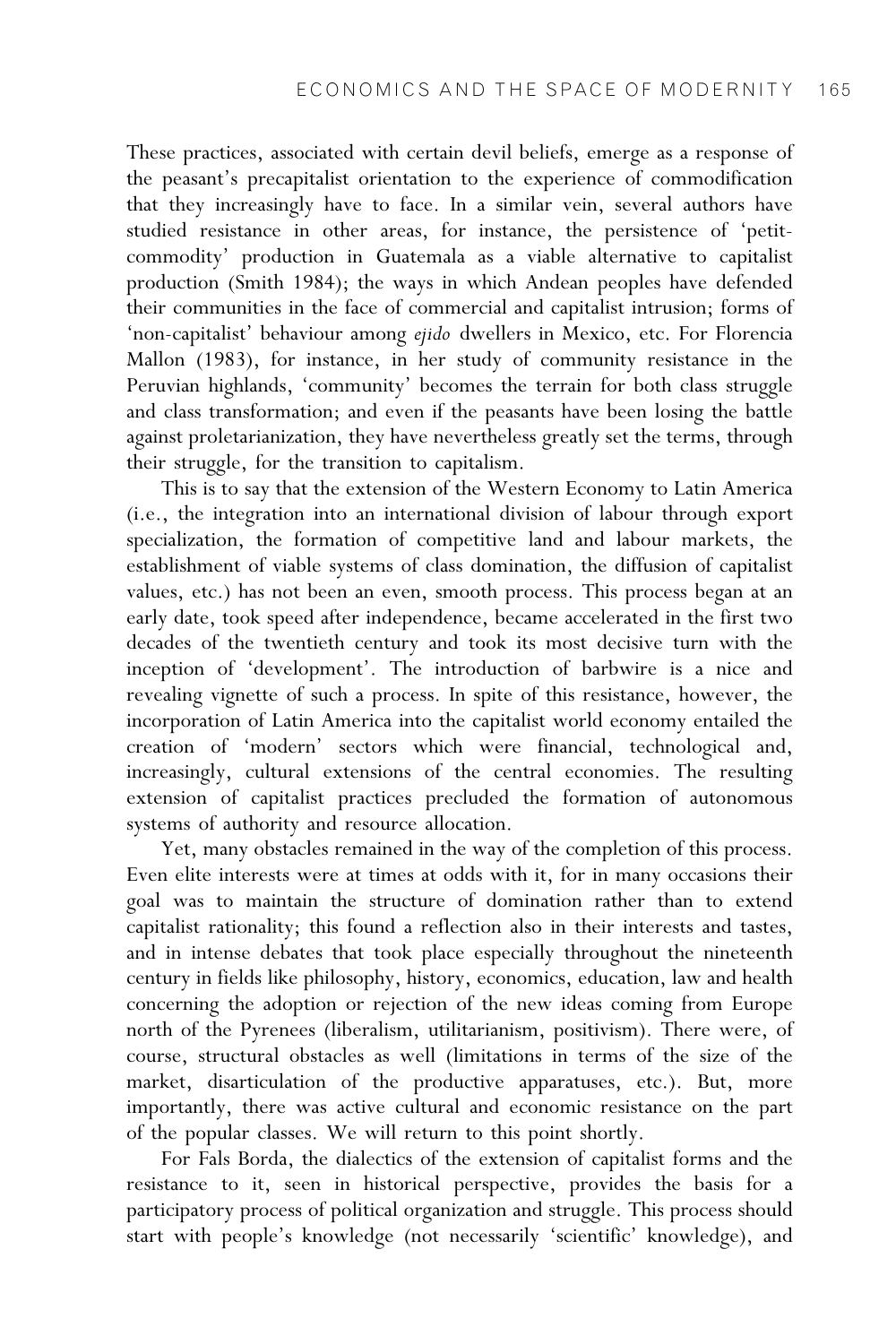These practices, associated with certain devil beliefs, emerge as a response of the peasant's precapitalist orientation to the experience of commodification that they increasingly have to face. In a similar vein, several authors have studied resistance in other areas, for instance, the persistence of 'petit-commodity' production in Guatemala as a viable alternative to capitalist production (Smith 1984); the ways in which Andean peoples have defended their communities in the face of commercial and capitalist intrusion; forms of 'non-capitalist' behaviour among *ejido* dwellers in Mexico, etc. For Florencia Mallon (1983), for instance, in her study of community resistance in the Peruvian highlands, 'community' becomes the terrain for both class struggle and class transformation; and even if the peasants have been losing the battle against proletarianization, they have nevertheless greatly set the terms, through their struggle, for the transition to capitalism.

This is to say that the extension of the Western Economy to Latin America (i.e., the integration into an international division of labour through export specialization, the formation of competitive land and labour markets, the establishment of viable systems of class domination, the diffusion of capitalist values, etc.) has not been an even, smooth process. This process began at an early date, took speed after independence, became accelerated in the first two decades of the twentieth century and took its most decisive turn with the inception of 'development'. The introduction of barbwire is a nice and revealing vignette of such a process. In spite of this resistance, however, the incorporation of Latin America into the capitalist world economy entailed the creation of 'modern' sectors which were financial, technological and, increasingly, cultural extensions of the central economies. The resulting extension of capitalist practices precluded the formation of autonomous systems of authority and resource allocation.

Yet, many obstacles remained in the way of the completion of this process. Even elite interests were at times at odds with it, for in many occasions their goal was to maintain the structure of domination rather than to extend capitalist rationality; this found a reflection also in their interests and tastes, and in intense debates that took place especially throughout the nineteenth century in fields like philosophy, history, economics, education, law and health concerning the adoption or rejection of the new ideas coming from Europe north of the Pyrenees (liberalism, utilitarianism, positivism). There were, of course, structural obstacles as well (limitations in terms of the size of the market, disarticulation of the productive apparatuses, etc.). But, more importantly, there was active cultural and economic resistance on the part of the popular classes. We will return to this point shortly.

For Fals Borda, the dialectics of the extension of capitalist forms and the resistance to it, seen in historical perspective, provides the basis for a participatory process of political organization and struggle. This process should start with people's knowledge (not necessarily 'scientific' knowledge), and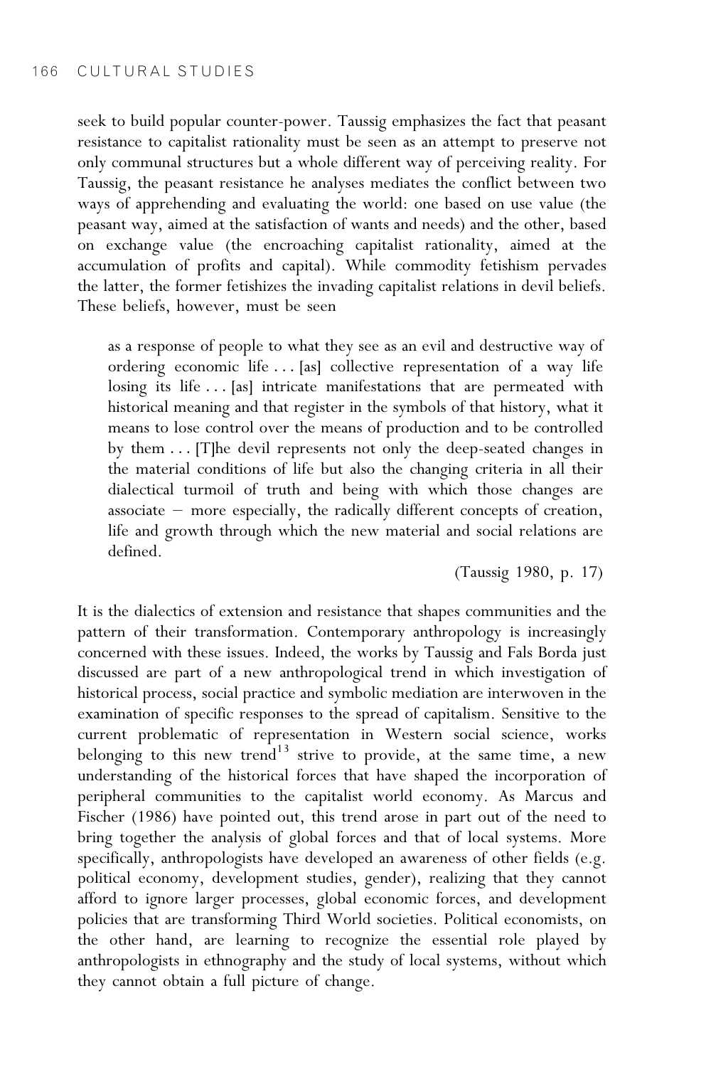seek to build popular counter-power. Taussig emphasizes the fact that peasant resistance to capitalist rationality must be seen as an attempt to preserve not only communal structures but a whole different way of perceiving reality. For Taussig, the peasant resistance he analyses mediates the conflict between two ways of apprehending and evaluating the world: one based on use value (the peasant way, aimed at the satisfaction of wants and needs) and the other, based on exchange value (the encroaching capitalist rationality, aimed at the accumulation of profits and capital). While commodity fetishism pervades the latter, the former fetishizes the invading capitalist relations in devil beliefs. These beliefs, however, must be seen

> as a response of people to what they see as an evil and destructive way of ordering economic life . . . [as] collective representation of a way life losing its life . . . [as] intricate manifestations that are permeated with historical meaning and that register in the symbols of that history, what it means to lose control over the means of production and to be controlled by them . . . [T]he devil represents not only the deep-seated changes in the material conditions of life but also the changing criteria in all their dialectical turmoil of truth and being with which those changes are associate – more especially, the radically different concepts of creation, life and growth through which the new material and social relations are defined.
>
> (Taussig 1980, p. 17)

It is the dialectics of extension and resistance that shapes communities and the pattern of their transformation. Contemporary anthropology is increasingly concerned with these issues. Indeed, the works by Taussig and Fals Borda just discussed are part of a new anthropological trend in which investigation of historical process, social practice and symbolic mediation are interwoven in the examination of specific responses to the spread of capitalism. Sensitive to the current problematic of representation in Western social science, works belonging to this new trend[13] strive to provide, at the same time, a new understanding of the historical forces that have shaped the incorporation of peripheral communities to the capitalist world economy. As Marcus and Fischer (1986) have pointed out, this trend arose in part out of the need to bring together the analysis of global forces and that of local systems. More specifically, anthropologists have developed an awareness of other fields (e.g. political economy, development studies, gender), realizing that they cannot afford to ignore larger processes, global economic forces, and development policies that are transforming Third World societies. Political economists, on the other hand, are learning to recognize the essential role played by anthropologists in ethnography and the study of local systems, without which they cannot obtain a full picture of change.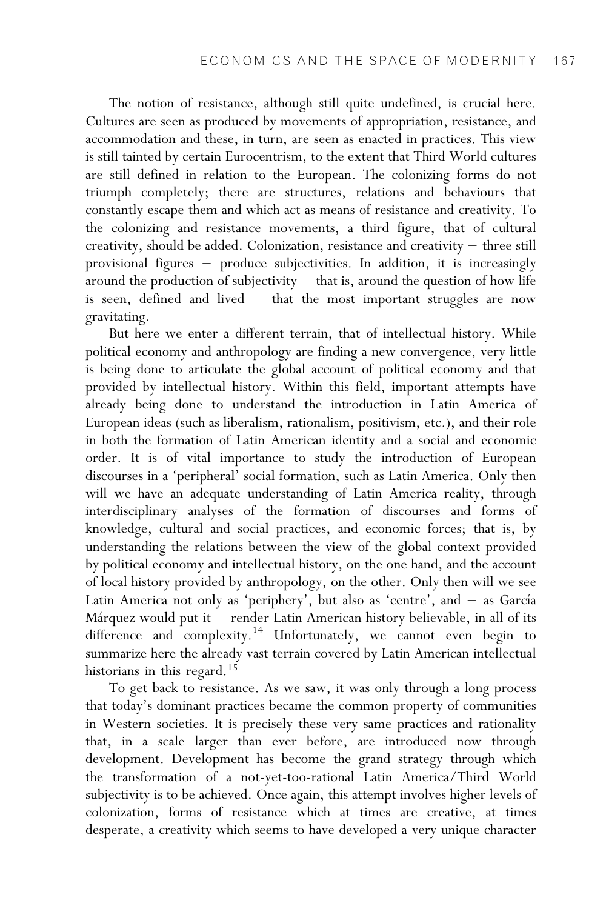The notion of resistance, although still quite undefined, is crucial here. Cultures are seen as produced by movements of appropriation, resistance, and accommodation and these, in turn, are seen as enacted in practices. This view is still tainted by certain Eurocentrism, to the extent that Third World cultures are still defined in relation to the European. The colonizing forms do not triumph completely; there are structures, relations and behaviours that constantly escape them and which act as means of resistance and creativity. To the colonizing and resistance movements, a third figure, that of cultural creativity, should be added. Colonization, resistance and creativity – three still provisional figures – produce subjectivities. In addition, it is increasingly around the production of subjectivity – that is, around the question of how life is seen, defined and lived – that the most important struggles are now gravitating.

But here we enter a different terrain, that of intellectual history. While political economy and anthropology are finding a new convergence, very little is being done to articulate the global account of political economy and that provided by intellectual history. Within this field, important attempts have already being done to understand the introduction in Latin America of European ideas (such as liberalism, rationalism, positivism, etc.), and their role in both the formation of Latin American identity and a social and economic order. It is of vital importance to study the introduction of European discourses in a 'peripheral' social formation, such as Latin America. Only then will we have an adequate understanding of Latin America reality, through interdisciplinary analyses of the formation of discourses and forms of knowledge, cultural and social practices, and economic forces; that is, by understanding the relations between the view of the global context provided by political economy and intellectual history, on the one hand, and the account of local history provided by anthropology, on the other. Only then will we see Latin America not only as 'periphery', but also as 'centre', and – as García Márquez would put it – render Latin American history believable, in all of its difference and complexity.[14] Unfortunately, we cannot even begin to summarize here the already vast terrain covered by Latin American intellectual historians in this regard.[15]

To get back to resistance. As we saw, it was only through a long process that today's dominant practices became the common property of communities in Western societies. It is precisely these very same practices and rationality that, in a scale larger than ever before, are introduced now through development. Development has become the grand strategy through which the transformation of a not-yet-too-rational Latin America/Third World subjectivity is to be achieved. Once again, this attempt involves higher levels of colonization, forms of resistance which at times are creative, at times desperate, a creativity which seems to have developed a very unique character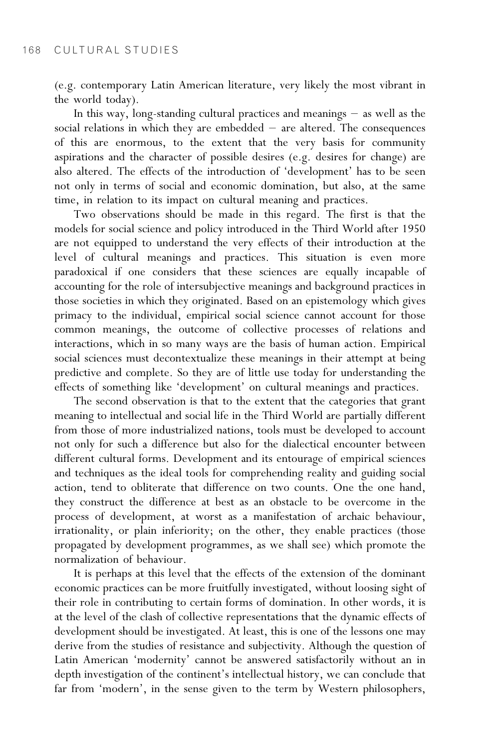(e.g. contemporary Latin American literature, very likely the most vibrant in the world today).

In this way, long-standing cultural practices and meanings – as well as the social relations in which they are embedded – are altered. The consequences of this are enormous, to the extent that the very basis for community aspirations and the character of possible desires (e.g. desires for change) are also altered. The effects of the introduction of 'development' has to be seen not only in terms of social and economic domination, but also, at the same time, in relation to its impact on cultural meaning and practices.

Two observations should be made in this regard. The first is that the models for social science and policy introduced in the Third World after 1950 are not equipped to understand the very effects of their introduction at the level of cultural meanings and practices. This situation is even more paradoxical if one considers that these sciences are equally incapable of accounting for the role of intersubjective meanings and background practices in those societies in which they originated. Based on an epistemology which gives primacy to the individual, empirical social science cannot account for those common meanings, the outcome of collective processes of relations and interactions, which in so many ways are the basis of human action. Empirical social sciences must decontextualize these meanings in their attempt at being predictive and complete. So they are of little use today for understanding the effects of something like 'development' on cultural meanings and practices.

The second observation is that to the extent that the categories that grant meaning to intellectual and social life in the Third World are partially different from those of more industrialized nations, tools must be developed to account not only for such a difference but also for the dialectical encounter between different cultural forms. Development and its entourage of empirical sciences and techniques as the ideal tools for comprehending reality and guiding social action, tend to obliterate that difference on two counts. One the one hand, they construct the difference at best as an obstacle to be overcome in the process of development, at worst as a manifestation of archaic behaviour, irrationality, or plain inferiority; on the other, they enable practices (those propagated by development programmes, as we shall see) which promote the normalization of behaviour.

It is perhaps at this level that the effects of the extension of the dominant economic practices can be more fruitfully investigated, without loosing sight of their role in contributing to certain forms of domination. In other words, it is at the level of the clash of collective representations that the dynamic effects of development should be investigated. At least, this is one of the lessons one may derive from the studies of resistance and subjectivity. Although the question of Latin American 'modernity' cannot be answered satisfactorily without an in depth investigation of the continent's intellectual history, we can conclude that far from 'modern', in the sense given to the term by Western philosophers,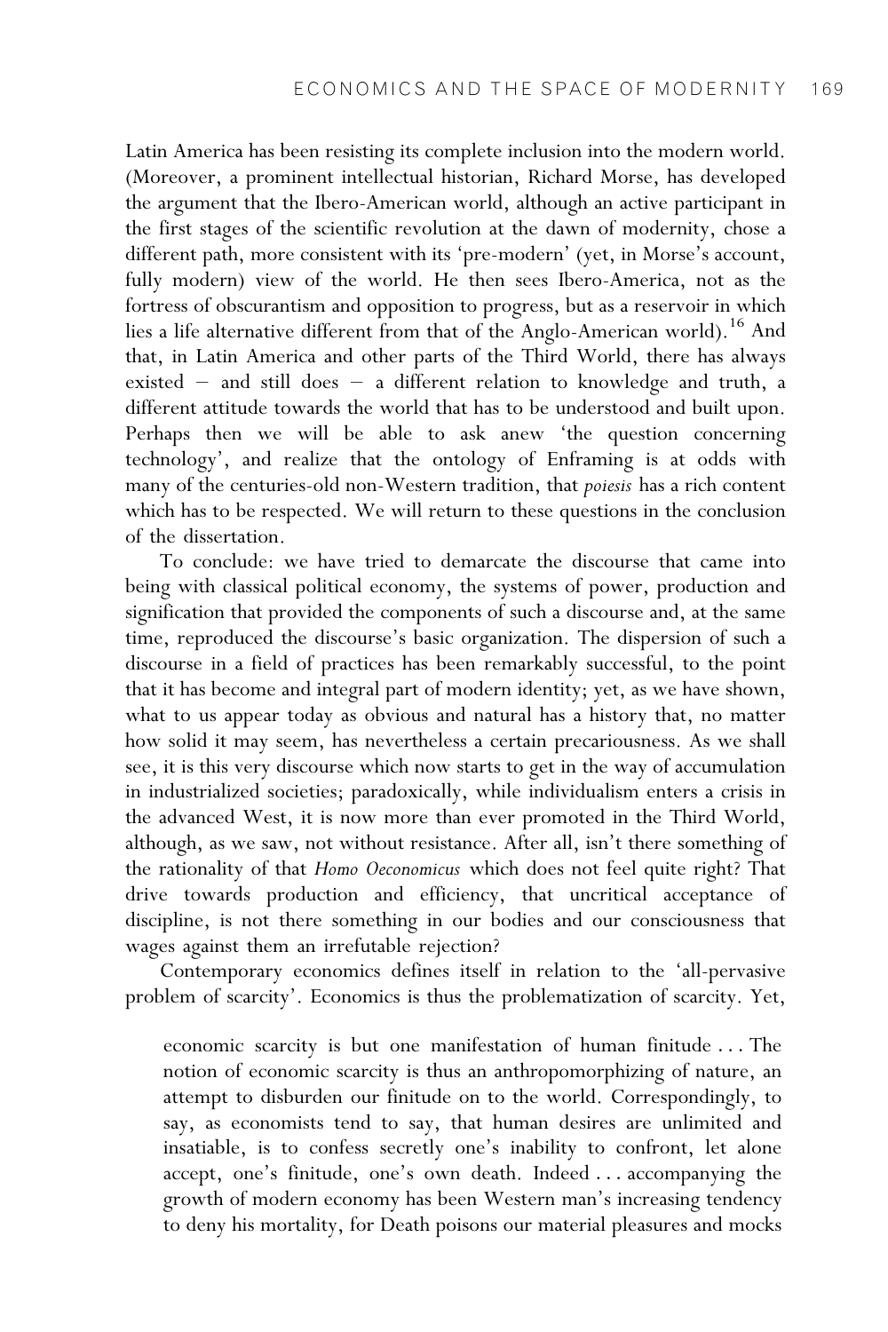Latin America has been resisting its complete inclusion into the modern world. (Moreover, a prominent intellectual historian, Richard Morse, has developed the argument that the Ibero-American world, although an active participant in the first stages of the scientific revolution at the dawn of modernity, chose a different path, more consistent with its 'pre-modern' (yet, in Morse's account, fully modern) view of the world. He then sees Ibero-America, not as the fortress of obscurantism and opposition to progress, but as a reservoir in which lies a life alternative different from that of the Anglo-American world).[16] And that, in Latin America and other parts of the Third World, there has always existed – and still does – a different relation to knowledge and truth, a different attitude towards the world that has to be understood and built upon. Perhaps then we will be able to ask anew 'the question concerning technology', and realize that the ontology of Enframing is at odds with many of the centuries-old non-Western tradition, that *poiesis* has a rich content which has to be respected. We will return to these questions in the conclusion of the dissertation.

To conclude: we have tried to demarcate the discourse that came into being with classical political economy, the systems of power, production and signification that provided the components of such a discourse and, at the same time, reproduced the discourse's basic organization. The dispersion of such a discourse in a field of practices has been remarkably successful, to the point that it has become and integral part of modern identity; yet, as we have shown, what to us appear today as obvious and natural has a history that, no matter how solid it may seem, has nevertheless a certain precariousness. As we shall see, it is this very discourse which now starts to get in the way of accumulation in industrialized societies; paradoxically, while individualism enters a crisis in the advanced West, it is now more than ever promoted in the Third World, although, as we saw, not without resistance. After all, isn't there something of the rationality of that *Homo Oeconomicus* which does not feel quite right? That drive towards production and efficiency, that uncritical acceptance of discipline, is not there something in our bodies and our consciousness that wages against them an irrefutable rejection?

Contemporary economics defines itself in relation to the 'all-pervasive problem of scarcity'. Economics is thus the problematization of scarcity. Yet,

> economic scarcity is but one manifestation of human finitude . . . The notion of economic scarcity is thus an anthropomorphizing of nature, an attempt to disburden our finitude on to the world. Correspondingly, to say, as economists tend to say, that human desires are unlimited and insatiable, is to confess secretly one's inability to confront, let alone accept, one's finitude, one's own death. Indeed . . . accompanying the growth of modern economy has been Western man's increasing tendency to deny his mortality, for Death poisons our material pleasures and mocks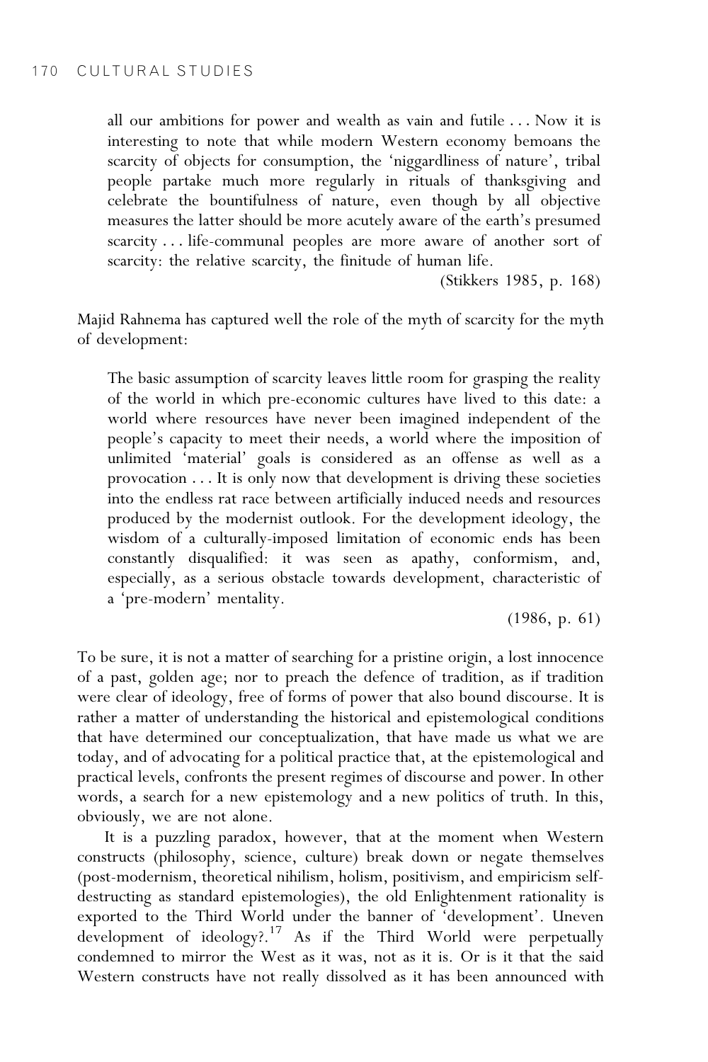> all our ambitions for power and wealth as vain and futile . . . Now it is interesting to note that while modern Western economy bemoans the scarcity of objects for consumption, the 'niggardliness of nature', tribal people partake much more regularly in rituals of thanksgiving and celebrate the bountifulness of nature, even though by all objective measures the latter should be more acutely aware of the earth's presumed scarcity . . . life-communal peoples are more aware of another sort of scarcity: the relative scarcity, the finitude of human life.
>
> (Stikkers 1985, p. 168)

Majid Rahnema has captured well the role of the myth of scarcity for the myth of development:

> The basic assumption of scarcity leaves little room for grasping the reality of the world in which pre-economic cultures have lived to this date: a world where resources have never been imagined independent of the people's capacity to meet their needs, a world where the imposition of unlimited 'material' goals is considered as an offense as well as a provocation . . . It is only now that development is driving these societies into the endless rat race between artificially induced needs and resources produced by the modernist outlook. For the development ideology, the wisdom of a culturally-imposed limitation of economic ends has been constantly disqualified: it was seen as apathy, conformism, and, especially, as a serious obstacle towards development, characteristic of a 'pre-modern' mentality.
>
> (1986, p. 61)

To be sure, it is not a matter of searching for a pristine origin, a lost innocence of a past, golden age; nor to preach the defence of tradition, as if tradition were clear of ideology, free of forms of power that also bound discourse. It is rather a matter of understanding the historical and epistemological conditions that have determined our conceptualization, that have made us what we are today, and of advocating for a political practice that, at the epistemological and practical levels, confronts the present regimes of discourse and power. In other words, a search for a new epistemology and a new politics of truth. In this, obviously, we are not alone.

It is a puzzling paradox, however, that at the moment when Western constructs (philosophy, science, culture) break down or negate themselves (post-modernism, theoretical nihilism, holism, positivism, and empiricism self-destructing as standard epistemologies), the old Enlightenment rationality is exported to the Third World under the banner of 'development'. Uneven development of ideology?.[17] As if the Third World were perpetually condemned to mirror the West as it was, not as it is. Or is it that the said Western constructs have not really dissolved as it has been announced with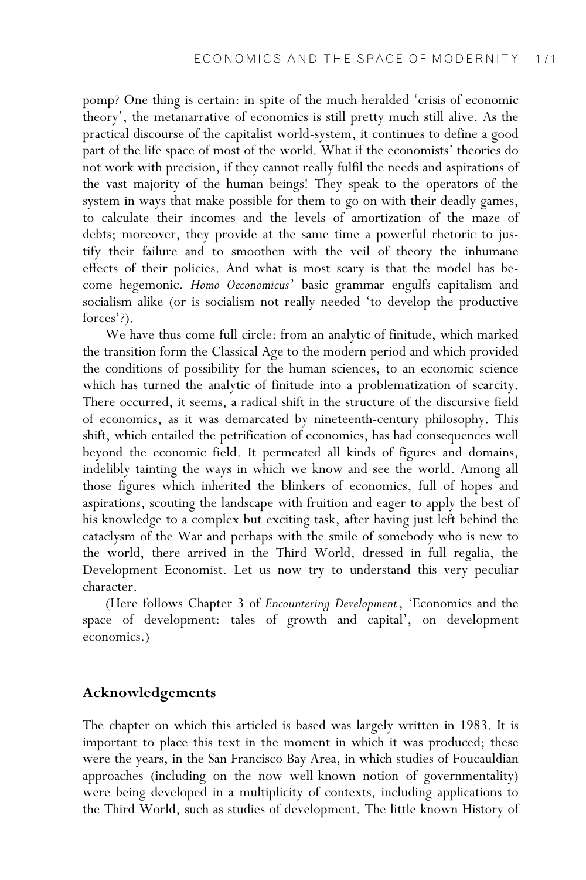pomp? One thing is certain: in spite of the much-heralded 'crisis of economic theory', the metanarrative of economics is still pretty much still alive. As the practical discourse of the capitalist world-system, it continues to define a good part of the life space of most of the world. What if the economists' theories do not work with precision, if they cannot really fulfil the needs and aspirations of the vast majority of the human beings! They speak to the operators of the system in ways that make possible for them to go on with their deadly games, to calculate their incomes and the levels of amortization of the maze of debts; moreover, they provide at the same time a powerful rhetoric to justify their failure and to smoothen with the veil of theory the inhumane effects of their policies. And what is most scary is that the model has become hegemonic. *Homo Oeconomicus*' basic grammar engulfs capitalism and socialism alike (or is socialism not really needed 'to develop the productive forces'?).

We have thus come full circle: from an analytic of finitude, which marked the transition form the Classical Age to the modern period and which provided the conditions of possibility for the human sciences, to an economic science which has turned the analytic of finitude into a problematization of scarcity. There occurred, it seems, a radical shift in the structure of the discursive field of economics, as it was demarcated by nineteenth-century philosophy. This shift, which entailed the petrification of economics, has had consequences well beyond the economic field. It permeated all kinds of figures and domains, indelibly tainting the ways in which we know and see the world. Among all those figures which inherited the blinkers of economics, full of hopes and aspirations, scouting the landscape with fruition and eager to apply the best of his knowledge to a complex but exciting task, after having just left behind the cataclysm of the War and perhaps with the smile of somebody who is new to the world, there arrived in the Third World, dressed in full regalia, the Development Economist. Let us now try to understand this very peculiar character.

(Here follows Chapter 3 of *Encountering Development*, 'Economics and the space of development: tales of growth and capital', on development economics.)

## Acknowledgements

The chapter on which this articled is based was largely written in 1983. It is important to place this text in the moment in which it was produced; these were the years, in the San Francisco Bay Area, in which studies of Foucauldian approaches (including on the now well-known notion of governmentality) were being developed in a multiplicity of contexts, including applications to the Third World, such as studies of development. The little known History of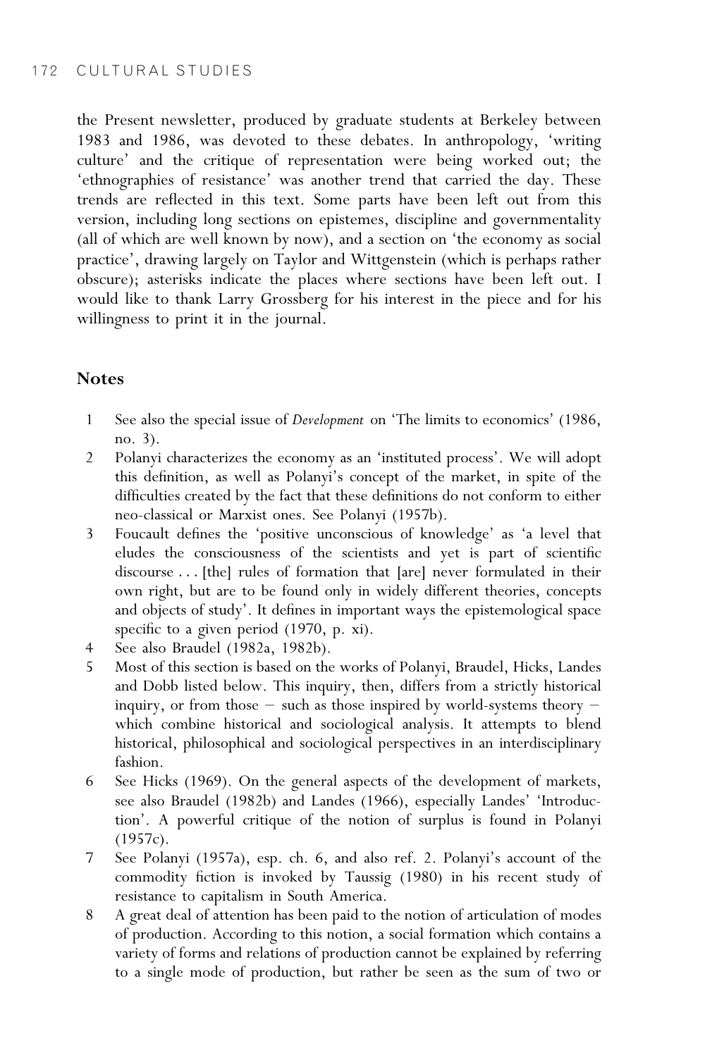the Present newsletter, produced by graduate students at Berkeley between 1983 and 1986, was devoted to these debates. In anthropology, 'writing culture' and the critique of representation were being worked out; the 'ethnographies of resistance' was another trend that carried the day. These trends are reflected in this text. Some parts have been left out from this version, including long sections on epistemes, discipline and governmentality (all of which are well known by now), and a section on 'the economy as social practice', drawing largely on Taylor and Wittgenstein (which is perhaps rather obscure); asterisks indicate the places where sections have been left out. I would like to thank Larry Grossberg for his interest in the piece and for his willingness to print it in the journal.

## Notes

1. See also the special issue of *Development* on 'The limits to economics' (1986, no. 3).
2. Polanyi characterizes the economy as an 'instituted process'. We will adopt this definition, as well as Polanyi's concept of the market, in spite of the difficulties created by the fact that these definitions do not conform to either neo-classical or Marxist ones. See Polanyi (1957b).
3. Foucault defines the 'positive unconscious of knowledge' as 'a level that eludes the consciousness of the scientists and yet is part of scientific discourse . . . [the] rules of formation that [are] never formulated in their own right, but are to be found only in widely different theories, concepts and objects of study'. It defines in important ways the epistemological space specific to a given period (1970, p. xi).
4. See also Braudel (1982a, 1982b).
5. Most of this section is based on the works of Polanyi, Braudel, Hicks, Landes and Dobb listed below. This inquiry, then, differs from a strictly historical inquiry, or from those – such as those inspired by world-systems theory – which combine historical and sociological analysis. It attempts to blend historical, philosophical and sociological perspectives in an interdisciplinary fashion.
6. See Hicks (1969). On the general aspects of the development of markets, see also Braudel (1982b) and Landes (1966), especially Landes' 'Introduction'. A powerful critique of the notion of surplus is found in Polanyi (1957c).
7. See Polanyi (1957a), esp. ch. 6, and also ref. 2. Polanyi's account of the commodity fiction is invoked by Taussig (1980) in his recent study of resistance to capitalism in South America.
8. A great deal of attention has been paid to the notion of articulation of modes of production. According to this notion, a social formation which contains a variety of forms and relations of production cannot be explained by referring to a single mode of production, but rather be seen as the sum of two or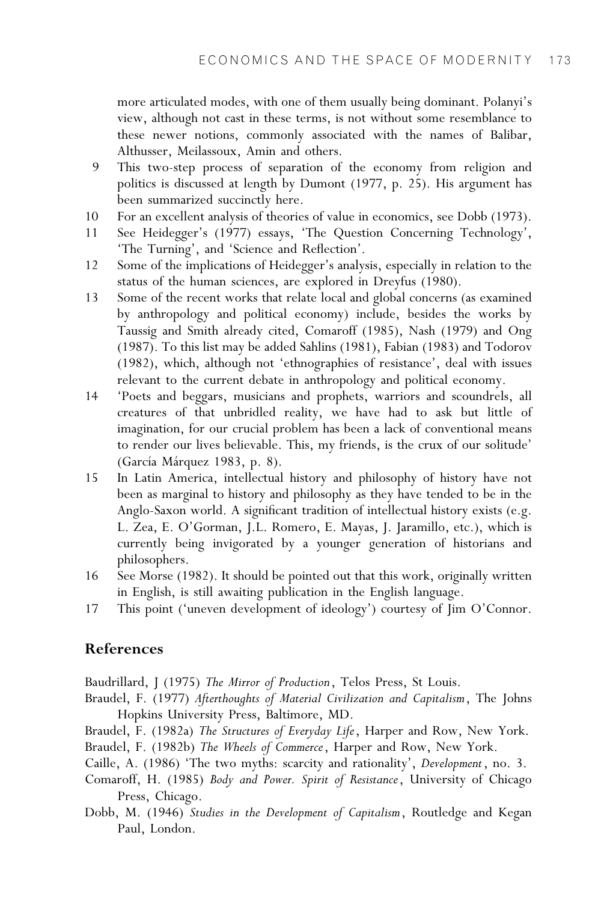more articulated modes, with one of them usually being dominant. Polanyi's view, although not cast in these terms, is not without some resemblance to these newer notions, commonly associated with the names of Balibar, Althusser, Meilassoux, Amin and others.

9 This two-step process of separation of the economy from religion and politics is discussed at length by Dumont (1977, p. 25). His argument has been summarized succinctly here.

10 For an excellent analysis of theories of value in economics, see Dobb (1973).

11 See Heidegger's (1977) essays, 'The Question Concerning Technology', 'The Turning', and 'Science and Reflection'.

12 Some of the implications of Heidegger's analysis, especially in relation to the status of the human sciences, are explored in Dreyfus (1980).

13 Some of the recent works that relate local and global concerns (as examined by anthropology and political economy) include, besides the works by Taussig and Smith already cited, Comaroff (1985), Nash (1979) and Ong (1987). To this list may be added Sahlins (1981), Fabian (1983) and Todorov (1982), which, although not 'ethnographies of resistance', deal with issues relevant to the current debate in anthropology and political economy.

14 'Poets and beggars, musicians and prophets, warriors and scoundrels, all creatures of that unbridled reality, we have had to ask but little of imagination, for our crucial problem has been a lack of conventional means to render our lives believable. This, my friends, is the crux of our solitude' (García Márquez 1983, p. 8).

15 In Latin America, intellectual history and philosophy of history have not been as marginal to history and philosophy as they have tended to be in the Anglo-Saxon world. A significant tradition of intellectual history exists (e.g. L. Zea, E. O'Gorman, J.L. Romero, E. Mayas, J. Jaramillo, etc.), which is currently being invigorated by a younger generation of historians and philosophers.

16 See Morse (1982). It should be pointed out that this work, originally written in English, is still awaiting publication in the English language.

17 This point ('uneven development of ideology') courtesy of Jim O'Connor.

## References

Baudrillard, J (1975) *The Mirror of Production*, Telos Press, St Louis.

Braudel, F. (1977) *Afterthoughts of Material Civilization and Capitalism*, The Johns Hopkins University Press, Baltimore, MD.

Braudel, F. (1982a) *The Structures of Everyday Life*, Harper and Row, New York.

Braudel, F. (1982b) *The Wheels of Commerce*, Harper and Row, New York.

Caille, A. (1986) 'The two myths: scarcity and rationality', *Development*, no. 3.

Comaroff, H. (1985) *Body and Power. Spirit of Resistance*, University of Chicago Press, Chicago.

Dobb, M. (1946) *Studies in the Development of Capitalism*, Routledge and Kegan Paul, London.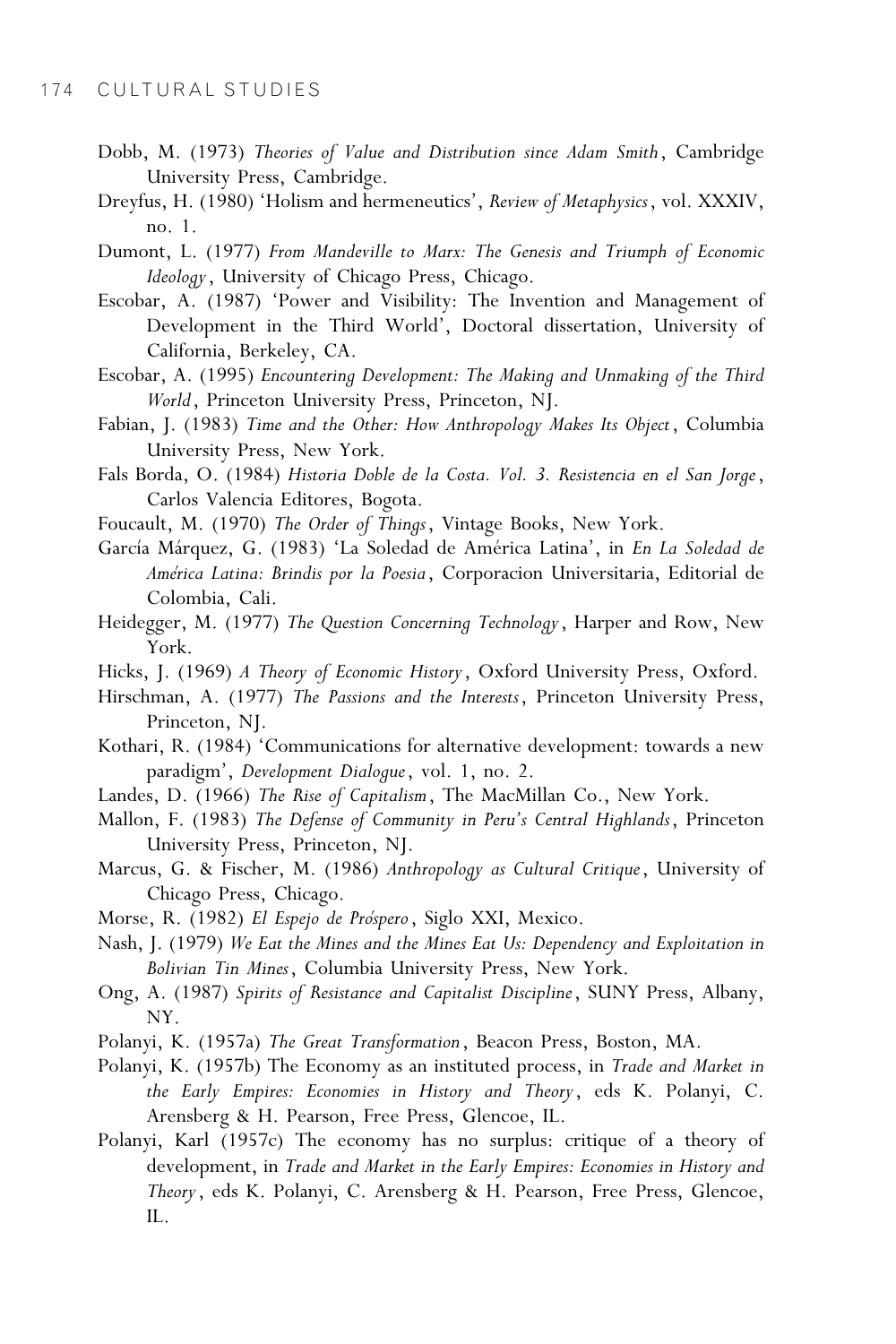Dobb, M. (1973) *Theories of Value and Distribution since Adam Smith*, Cambridge University Press, Cambridge.

Dreyfus, H. (1980) 'Holism and hermeneutics', *Review of Metaphysics*, vol. XXXIV, no. 1.

Dumont, L. (1977) *From Mandeville to Marx: The Genesis and Triumph of Economic Ideology*, University of Chicago Press, Chicago.

Escobar, A. (1987) 'Power and Visibility: The Invention and Management of Development in the Third World', Doctoral dissertation, University of California, Berkeley, CA.

Escobar, A. (1995) *Encountering Development: The Making and Unmaking of the Third World*, Princeton University Press, Princeton, NJ.

Fabian, J. (1983) *Time and the Other: How Anthropology Makes Its Object*, Columbia University Press, New York.

Fals Borda, O. (1984) *Historia Doble de la Costa. Vol. 3. Resistencia en el San Jorge*, Carlos Valencia Editores, Bogota.

Foucault, M. (1970) *The Order of Things*, Vintage Books, New York.

García Márquez, G. (1983) 'La Soledad de América Latina', in *En La Soledad de América Latina: Brindis por la Poesia*, Corporacion Universitaria, Editorial de Colombia, Cali.

Heidegger, M. (1977) *The Question Concerning Technology*, Harper and Row, New York.

Hicks, J. (1969) *A Theory of Economic History*, Oxford University Press, Oxford.

Hirschman, A. (1977) *The Passions and the Interests*, Princeton University Press, Princeton, NJ.

Kothari, R. (1984) 'Communications for alternative development: towards a new paradigm', *Development Dialogue*, vol. 1, no. 2.

Landes, D. (1966) *The Rise of Capitalism*, The MacMillan Co., New York.

Mallon, F. (1983) *The Defense of Community in Peru's Central Highlands*, Princeton University Press, Princeton, NJ.

Marcus, G. & Fischer, M. (1986) *Anthropology as Cultural Critique*, University of Chicago Press, Chicago.

Morse, R. (1982) *El Espejo de Próspero*, Siglo XXI, Mexico.

Nash, J. (1979) *We Eat the Mines and the Mines Eat Us: Dependency and Exploitation in Bolivian Tin Mines*, Columbia University Press, New York.

Ong, A. (1987) *Spirits of Resistance and Capitalist Discipline*, SUNY Press, Albany, NY.

Polanyi, K. (1957a) *The Great Transformation*, Beacon Press, Boston, MA.

Polanyi, K. (1957b) The Economy as an instituted process, in *Trade and Market in the Early Empires: Economies in History and Theory*, eds K. Polanyi, C. Arensberg & H. Pearson, Free Press, Glencoe, IL.

Polanyi, Karl (1957c) The economy has no surplus: critique of a theory of development, in *Trade and Market in the Early Empires: Economies in History and Theory*, eds K. Polanyi, C. Arensberg & H. Pearson, Free Press, Glencoe, IL.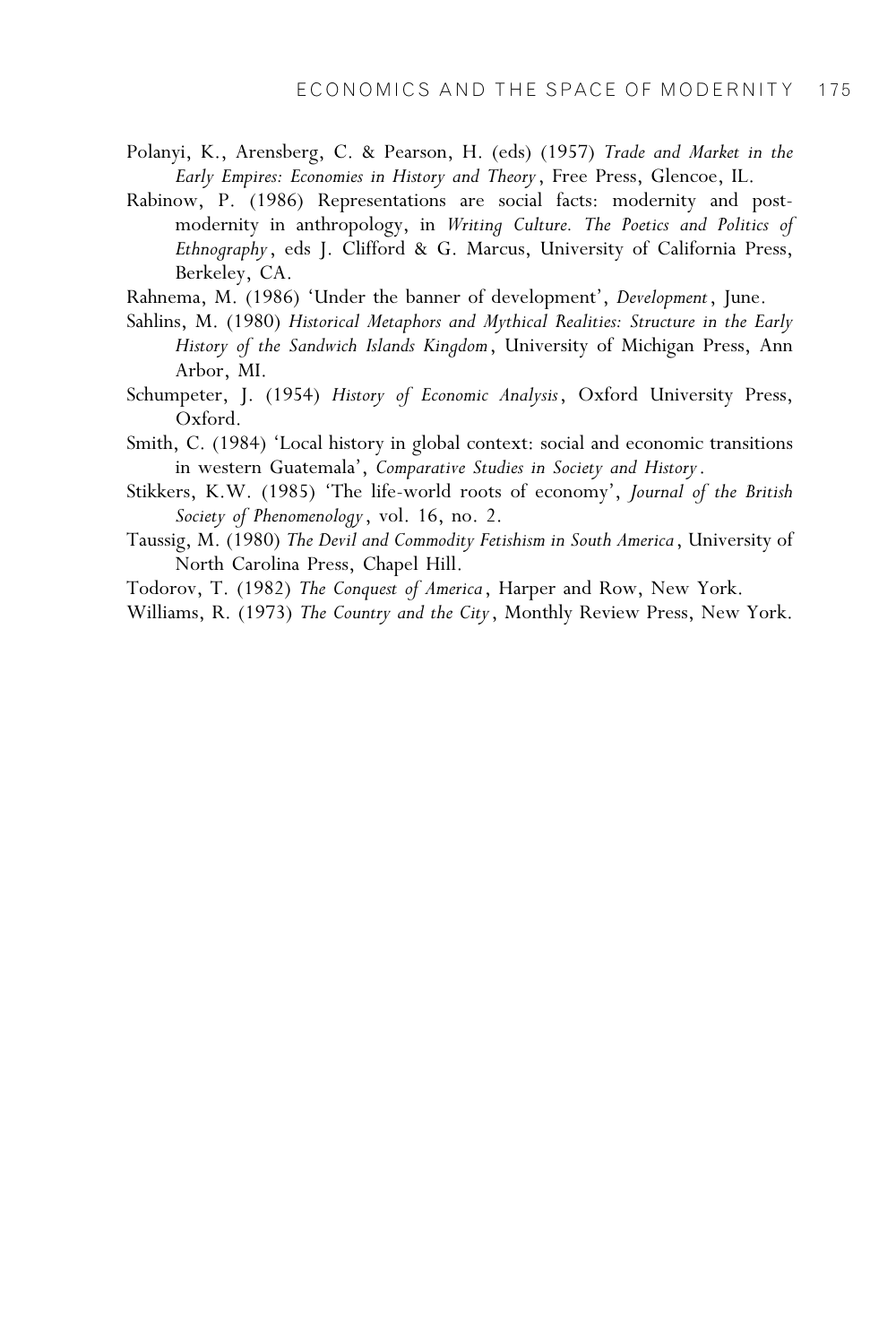Polanyi, K., Arensberg, C. & Pearson, H. (eds) (1957) *Trade and Market in the Early Empires: Economies in History and Theory*, Free Press, Glencoe, IL.

Rabinow, P. (1986) Representations are social facts: modernity and post-modernity in anthropology, in *Writing Culture. The Poetics and Politics of Ethnography*, eds J. Clifford & G. Marcus, University of California Press, Berkeley, CA.

Rahnema, M. (1986) 'Under the banner of development', *Development*, June.

Sahlins, M. (1980) *Historical Metaphors and Mythical Realities: Structure in the Early History of the Sandwich Islands Kingdom*, University of Michigan Press, Ann Arbor, MI.

Schumpeter, J. (1954) *History of Economic Analysis*, Oxford University Press, Oxford.

Smith, C. (1984) 'Local history in global context: social and economic transitions in western Guatemala', *Comparative Studies in Society and History*.

Stikkers, K.W. (1985) 'The life-world roots of economy', *Journal of the British Society of Phenomenology*, vol. 16, no. 2.

Taussig, M. (1980) *The Devil and Commodity Fetishism in South America*, University of North Carolina Press, Chapel Hill.

Todorov, T. (1982) *The Conquest of America*, Harper and Row, New York.

Williams, R. (1973) *The Country and the City*, Monthly Review Press, New York.